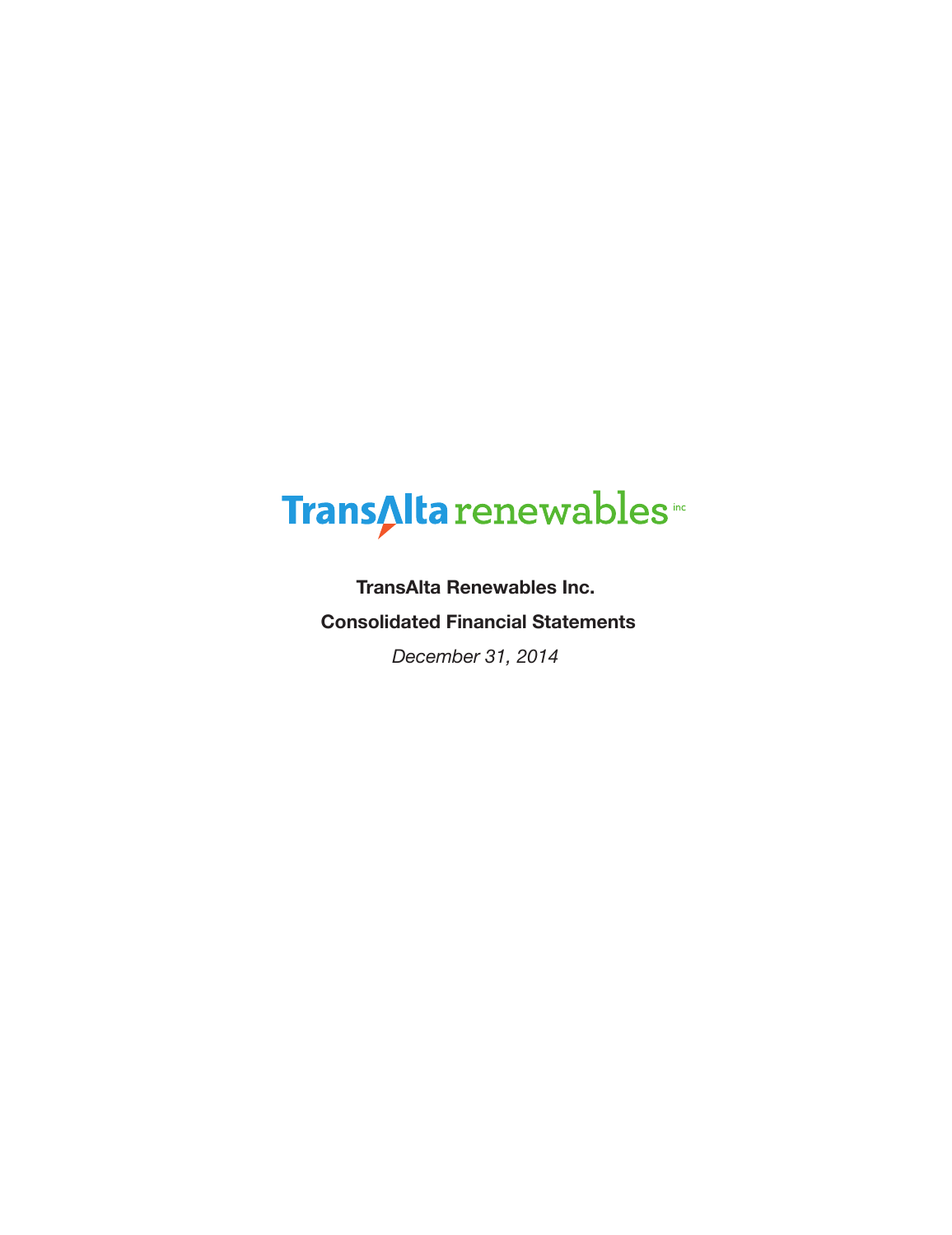TransAlta renewables inc

**TransAlta Renewables Inc.**

**Consolidated Financial Statements**

*December 31, 2014*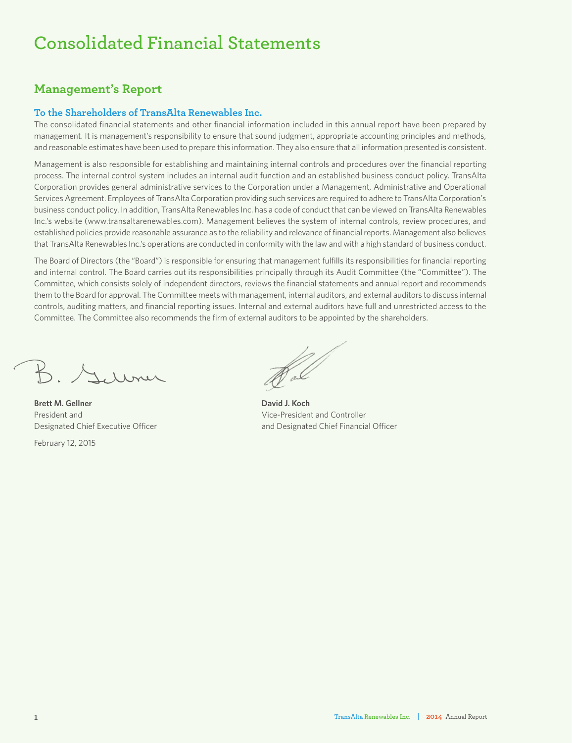# Consolidated Financial Statements

## Management's Report

### To the Shareholders of TransAlta Renewables Inc.

The consolidated financial statements and other financial information included in this annual report have been prepared by management. It is management's responsibility to ensure that sound judgment, appropriate accounting principles and methods, and reasonable estimates have been used to prepare this information. They also ensure that all information presented is consistent.

Management is also responsible for establishing and maintaining internal controls and procedures over the financial reporting process. The internal control system includes an internal audit function and an established business conduct policy. TransAlta Corporation provides general administrative services to the Corporation under a Management, Administrative and Operational Services Agreement. Employees of TransAlta Corporation providing such services are required to adhere to TransAlta Corporation's business conduct policy. In addition, TransAlta Renewables Inc. has a code of conduct that can be viewed on TransAlta Renewables Inc.'s website (www.transaltarenewables.com). Management believes the system of internal controls, review procedures, and established policies provide reasonable assurance as to the reliability and relevance of financial reports. Management also believes that TransAlta Renewables Inc.'s operations are conducted in conformity with the law and with a high standard of business conduct.

The Board of Directors (the "Board") is responsible for ensuring that management fulfills its responsibilities for financial reporting and internal control. The Board carries out its responsibilities principally through its Audit Committee (the "Committee"). The Committee, which consists solely of independent directors, reviews the financial statements and annual report and recommends them to the Board for approval. The Committee meets with management, internal auditors, and external auditors to discuss internal controls, auditing matters, and financial reporting issues. Internal and external auditors have full and unrestricted access to the Committee. The Committee also recommends the firm of external auditors to be appointed by the shareholders.

**Brett M. Gellner**
President and
Designated Chief Executive Officer

**David J. Koch**
Vice-President and Controller
and Designated Chief Financial Officer

February 12, 2015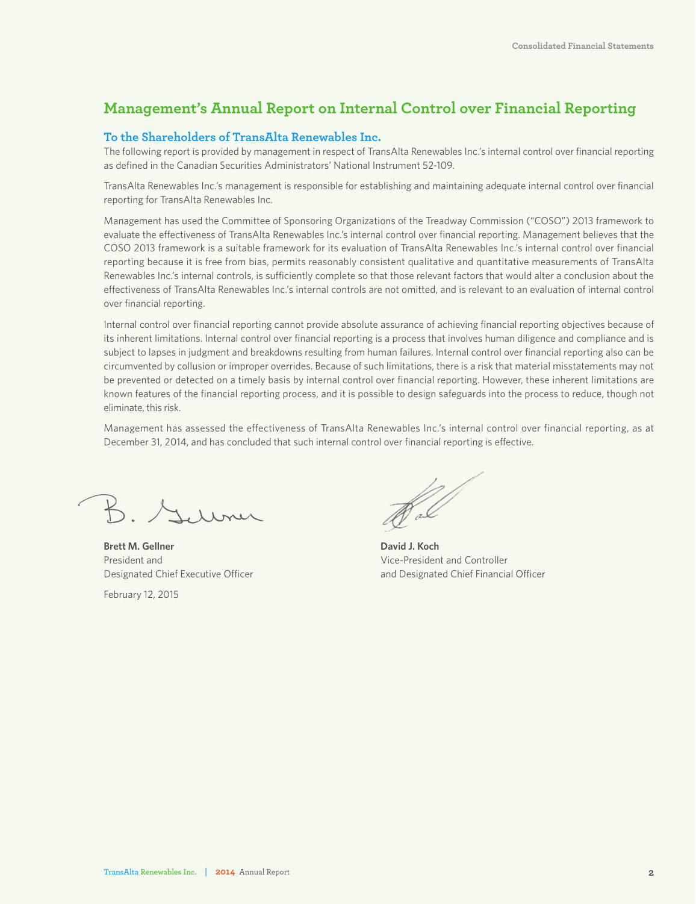# Management's Annual Report on Internal Control over Financial Reporting

## To the Shareholders of TransAlta Renewables Inc.

The following report is provided by management in respect of TransAlta Renewables Inc.'s internal control over financial reporting as defined in the Canadian Securities Administrators' National Instrument 52-109.

TransAlta Renewables Inc.'s management is responsible for establishing and maintaining adequate internal control over financial reporting for TransAlta Renewables Inc.

Management has used the Committee of Sponsoring Organizations of the Treadway Commission ("COSO") 2013 framework to evaluate the effectiveness of TransAlta Renewables Inc.'s internal control over financial reporting. Management believes that the COSO 2013 framework is a suitable framework for its evaluation of TransAlta Renewables Inc.'s internal control over financial reporting because it is free from bias, permits reasonably consistent qualitative and quantitative measurements of TransAlta Renewables Inc.'s internal controls, is sufficiently complete so that those relevant factors that would alter a conclusion about the effectiveness of TransAlta Renewables Inc.'s internal controls are not omitted, and is relevant to an evaluation of internal control over financial reporting.

Internal control over financial reporting cannot provide absolute assurance of achieving financial reporting objectives because of its inherent limitations. Internal control over financial reporting is a process that involves human diligence and compliance and is subject to lapses in judgment and breakdowns resulting from human failures. Internal control over financial reporting also can be circumvented by collusion or improper overrides. Because of such limitations, there is a risk that material misstatements may not be prevented or detected on a timely basis by internal control over financial reporting. However, these inherent limitations are known features of the financial reporting process, and it is possible to design safeguards into the process to reduce, though not eliminate, this risk.

Management has assessed the effectiveness of TransAlta Renewables Inc.'s internal control over financial reporting, as at December 31, 2014, and has concluded that such internal control over financial reporting is effective.

**Brett M. Gellner**
President and
Designated Chief Executive Officer

**David J. Koch**
Vice-President and Controller
and Designated Chief Financial Officer

February 12, 2015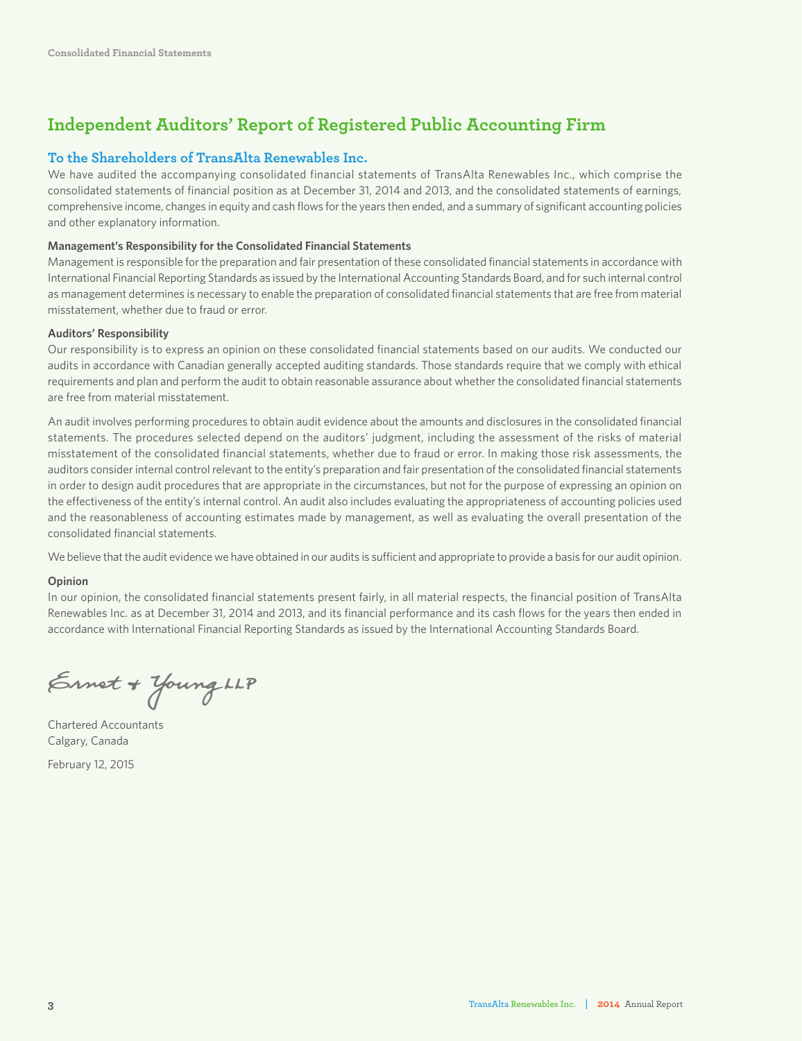# Independent Auditors' Report of Registered Public Accounting Firm

## To the Shareholders of TransAlta Renewables Inc.

We have audited the accompanying consolidated financial statements of TransAlta Renewables Inc., which comprise the consolidated statements of financial position as at December 31, 2014 and 2013, and the consolidated statements of earnings, comprehensive income, changes in equity and cash flows for the years then ended, and a summary of significant accounting policies and other explanatory information.

**Management's Responsibility for the Consolidated Financial Statements**

Management is responsible for the preparation and fair presentation of these consolidated financial statements in accordance with International Financial Reporting Standards as issued by the International Accounting Standards Board, and for such internal control as management determines is necessary to enable the preparation of consolidated financial statements that are free from material misstatement, whether due to fraud or error.

**Auditors' Responsibility**

Our responsibility is to express an opinion on these consolidated financial statements based on our audits. We conducted our audits in accordance with Canadian generally accepted auditing standards. Those standards require that we comply with ethical requirements and plan and perform the audit to obtain reasonable assurance about whether the consolidated financial statements are free from material misstatement.

An audit involves performing procedures to obtain audit evidence about the amounts and disclosures in the consolidated financial statements. The procedures selected depend on the auditors' judgment, including the assessment of the risks of material misstatement of the consolidated financial statements, whether due to fraud or error. In making those risk assessments, the auditors consider internal control relevant to the entity's preparation and fair presentation of the consolidated financial statements in order to design audit procedures that are appropriate in the circumstances, but not for the purpose of expressing an opinion on the effectiveness of the entity's internal control. An audit also includes evaluating the appropriateness of accounting policies used and the reasonableness of accounting estimates made by management, as well as evaluating the overall presentation of the consolidated financial statements.

We believe that the audit evidence we have obtained in our audits is sufficient and appropriate to provide a basis for our audit opinion.

**Opinion**

In our opinion, the consolidated financial statements present fairly, in all material respects, the financial position of TransAlta Renewables Inc. as at December 31, 2014 and 2013, and its financial performance and its cash flows for the years then ended in accordance with International Financial Reporting Standards as issued by the International Accounting Standards Board.

Ernst & Young LLP

Chartered Accountants
Calgary, Canada

February 12, 2015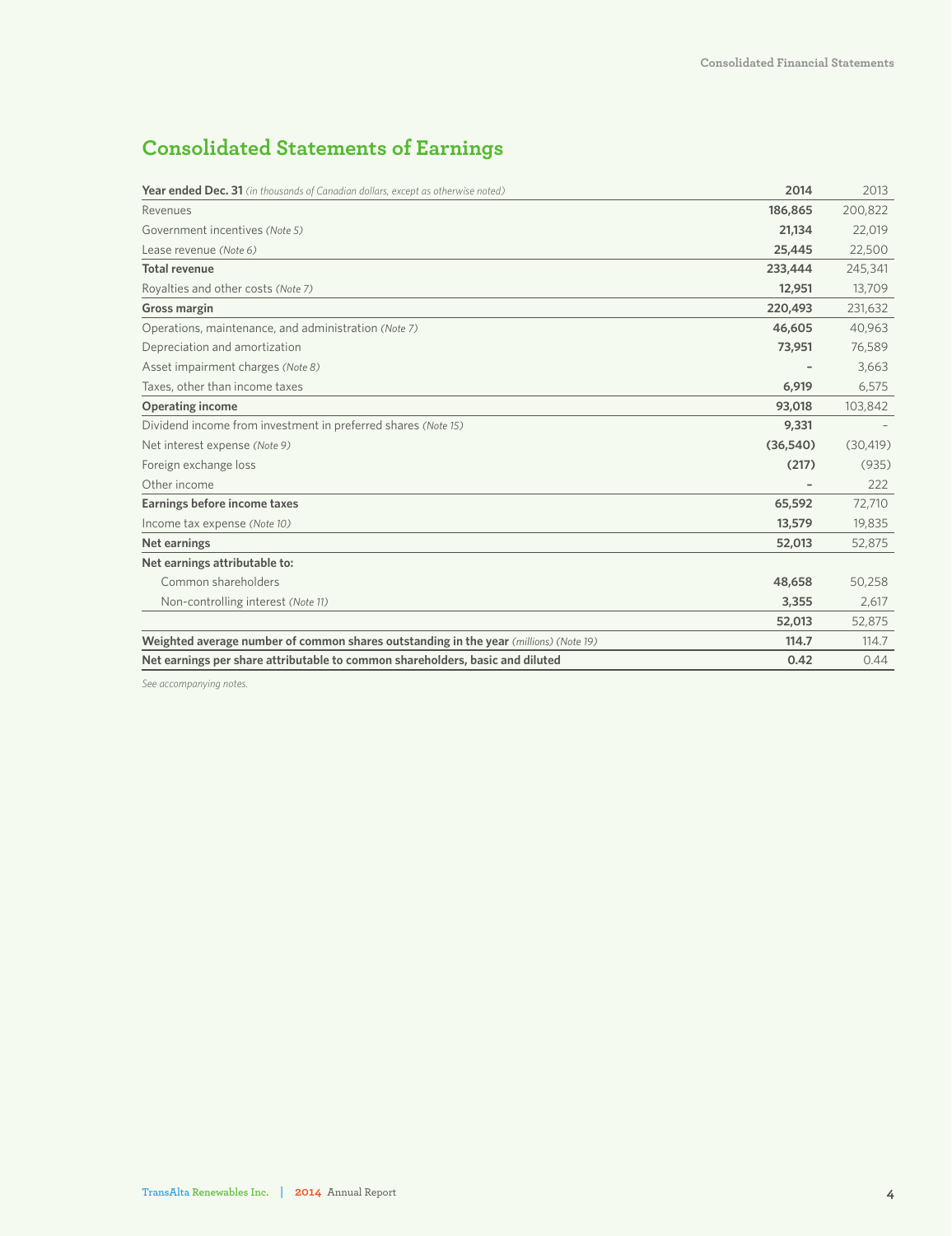# Consolidated Statements of Earnings

| **Year ended Dec. 31** *(in thousands of Canadian dollars, except as otherwise noted)* | **2014** | 2013 |
|---|---|---|
| Revenues | **186,865** | 200,822 |
| Government incentives *(Note 5)* | **21,134** | 22,019 |
| Lease revenue *(Note 6)* | **25,445** | 22,500 |
| **Total revenue** | **233,444** | 245,341 |
| Royalties and other costs *(Note 7)* | **12,951** | 13,709 |
| **Gross margin** | **220,493** | 231,632 |
| Operations, maintenance, and administration *(Note 7)* | **46,605** | 40,963 |
| Depreciation and amortization | **73,951** | 76,589 |
| Asset impairment charges *(Note 8)* | **–** | 3,663 |
| Taxes, other than income taxes | **6,919** | 6,575 |
| **Operating income** | **93,018** | 103,842 |
| Dividend income from investment in preferred shares *(Note 15)* | **9,331** | – |
| Net interest expense *(Note 9)* | **(36,540)** | (30,419) |
| Foreign exchange loss | **(217)** | (935) |
| Other income | **–** | 222 |
| **Earnings before income taxes** | **65,592** | 72,710 |
| Income tax expense *(Note 10)* | **13,579** | 19,835 |
| **Net earnings** | **52,013** | 52,875 |
| **Net earnings attributable to:** | | |
| Common shareholders | **48,658** | 50,258 |
| Non-controlling interest *(Note 11)* | **3,355** | 2,617 |
| | **52,013** | 52,875 |
| **Weighted average number of common shares outstanding in the year** *(millions) (Note 19)* | **114.7** | 114.7 |
| **Net earnings per share attributable to common shareholders, basic and diluted** | **0.42** | 0.44 |

*See accompanying notes.*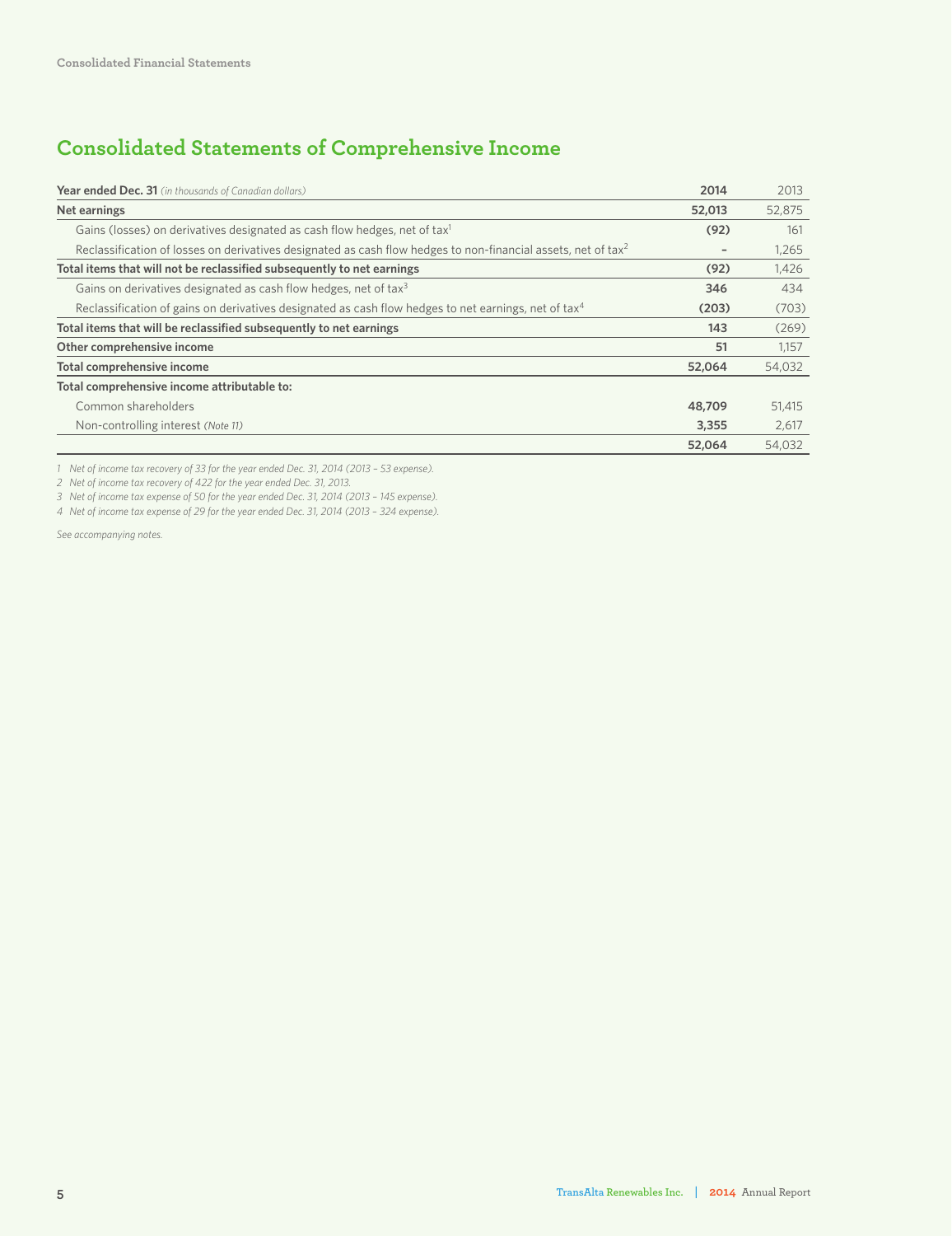## Consolidated Statements of Comprehensive Income

| Year ended Dec. 31 *(in thousands of Canadian dollars)* | **2014** | 2013 |
|---|---|---|
| **Net earnings** | **52,013** | 52,875 |
| Gains (losses) on derivatives designated as cash flow hedges, net of tax[1] | **(92)** | 161 |
| Reclassification of losses on derivatives designated as cash flow hedges to non-financial assets, net of tax[2] | **–** | 1,265 |
| **Total items that will not be reclassified subsequently to net earnings** | **(92)** | 1,426 |
| Gains on derivatives designated as cash flow hedges, net of tax[3] | **346** | 434 |
| Reclassification of gains on derivatives designated as cash flow hedges to net earnings, net of tax[4] | **(203)** | (703) |
| **Total items that will be reclassified subsequently to net earnings** | **143** | (269) |
| **Other comprehensive income** | **51** | 1,157 |
| **Total comprehensive income** | **52,064** | 54,032 |
| **Total comprehensive income attributable to:** | | |
| Common shareholders | **48,709** | 51,415 |
| Non-controlling interest *(Note 11)* | **3,355** | 2,617 |
| | **52,064** | 54,032 |

*1 Net of income tax recovery of 33 for the year ended Dec. 31, 2014 (2013 – 53 expense).*
*2 Net of income tax recovery of 422 for the year ended Dec. 31, 2013.*
*3 Net of income tax expense of 50 for the year ended Dec. 31, 2014 (2013 – 145 expense).*
*4 Net of income tax expense of 29 for the year ended Dec. 31, 2014 (2013 – 324 expense).*

*See accompanying notes.*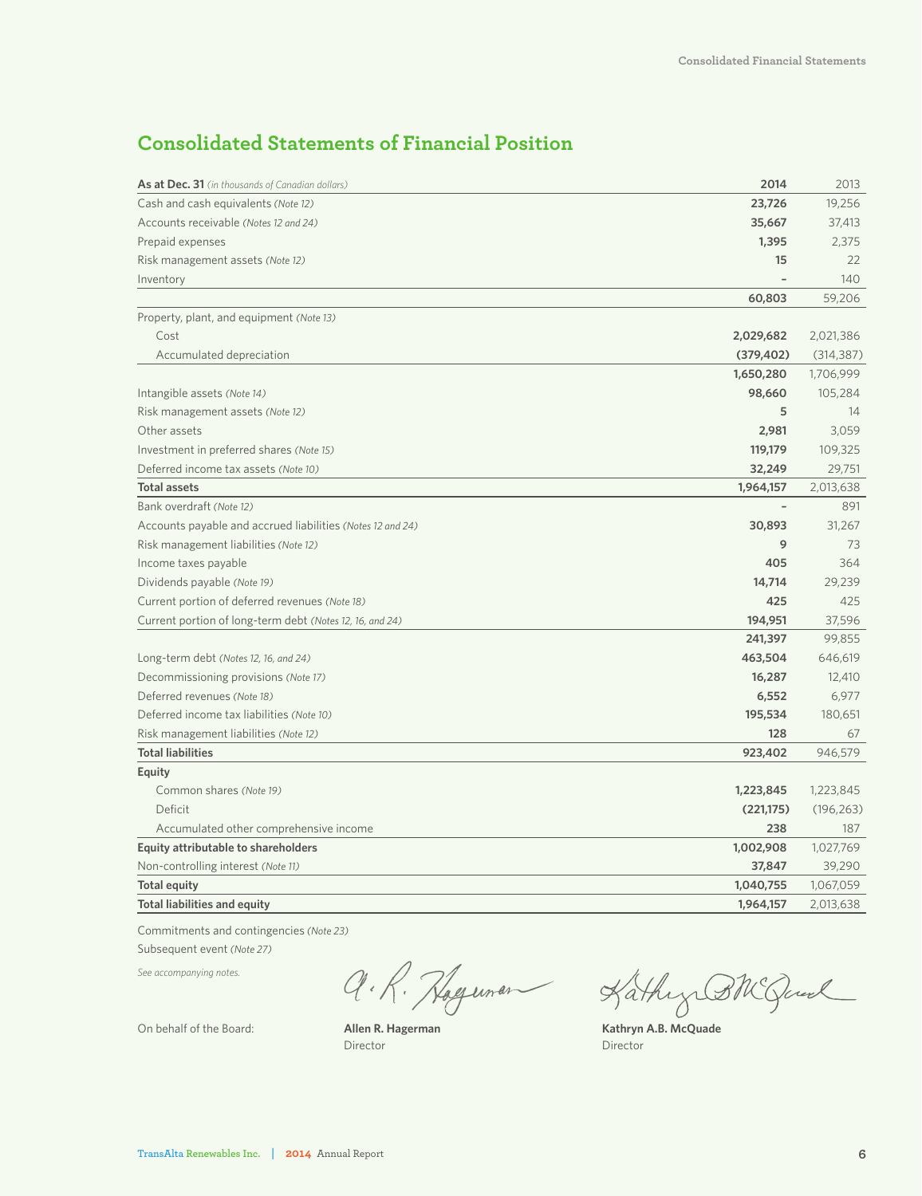# Consolidated Statements of Financial Position

| **As at Dec. 31** *(in thousands of Canadian dollars)* | **2014** | 2013 |
|---|---|---|
| Cash and cash equivalents *(Note 12)* | **23,726** | 19,256 |
| Accounts receivable *(Notes 12 and 24)* | **35,667** | 37,413 |
| Prepaid expenses | **1,395** | 2,375 |
| Risk management assets *(Note 12)* | **15** | 22 |
| Inventory | **–** | 140 |
| | **60,803** | 59,206 |
| Property, plant, and equipment *(Note 13)* | | |
| Cost | **2,029,682** | 2,021,386 |
| Accumulated depreciation | **(379,402)** | (314,387) |
| | **1,650,280** | 1,706,999 |
| Intangible assets *(Note 14)* | **98,660** | 105,284 |
| Risk management assets *(Note 12)* | **5** | 14 |
| Other assets | **2,981** | 3,059 |
| Investment in preferred shares *(Note 15)* | **119,179** | 109,325 |
| Deferred income tax assets *(Note 10)* | **32,249** | 29,751 |
| **Total assets** | **1,964,157** | 2,013,638 |
| Bank overdraft *(Note 12)* | **–** | 891 |
| Accounts payable and accrued liabilities *(Notes 12 and 24)* | **30,893** | 31,267 |
| Risk management liabilities *(Note 12)* | **9** | 73 |
| Income taxes payable | **405** | 364 |
| Dividends payable *(Note 19)* | **14,714** | 29,239 |
| Current portion of deferred revenues *(Note 18)* | **425** | 425 |
| Current portion of long-term debt *(Notes 12, 16, and 24)* | **194,951** | 37,596 |
| | **241,397** | 99,855 |
| Long-term debt *(Notes 12, 16, and 24)* | **463,504** | 646,619 |
| Decommissioning provisions *(Note 17)* | **16,287** | 12,410 |
| Deferred revenues *(Note 18)* | **6,552** | 6,977 |
| Deferred income tax liabilities *(Note 10)* | **195,534** | 180,651 |
| Risk management liabilities *(Note 12)* | **128** | 67 |
| **Total liabilities** | **923,402** | 946,579 |
| **Equity** | | |
| Common shares *(Note 19)* | **1,223,845** | 1,223,845 |
| Deficit | **(221,175)** | (196,263) |
| Accumulated other comprehensive income | **238** | 187 |
| **Equity attributable to shareholders** | **1,002,908** | 1,027,769 |
| Non-controlling interest *(Note 11)* | **37,847** | 39,290 |
| **Total equity** | **1,040,755** | 1,067,059 |
| **Total liabilities and equity** | **1,964,157** | 2,013,638 |

Commitments and contingencies *(Note 23)*

Subsequent event *(Note 27)*

*See accompanying notes.*

On behalf of the Board:

**Allen R. Hagerman**
Director

**Kathryn A.B. McQuade**
Director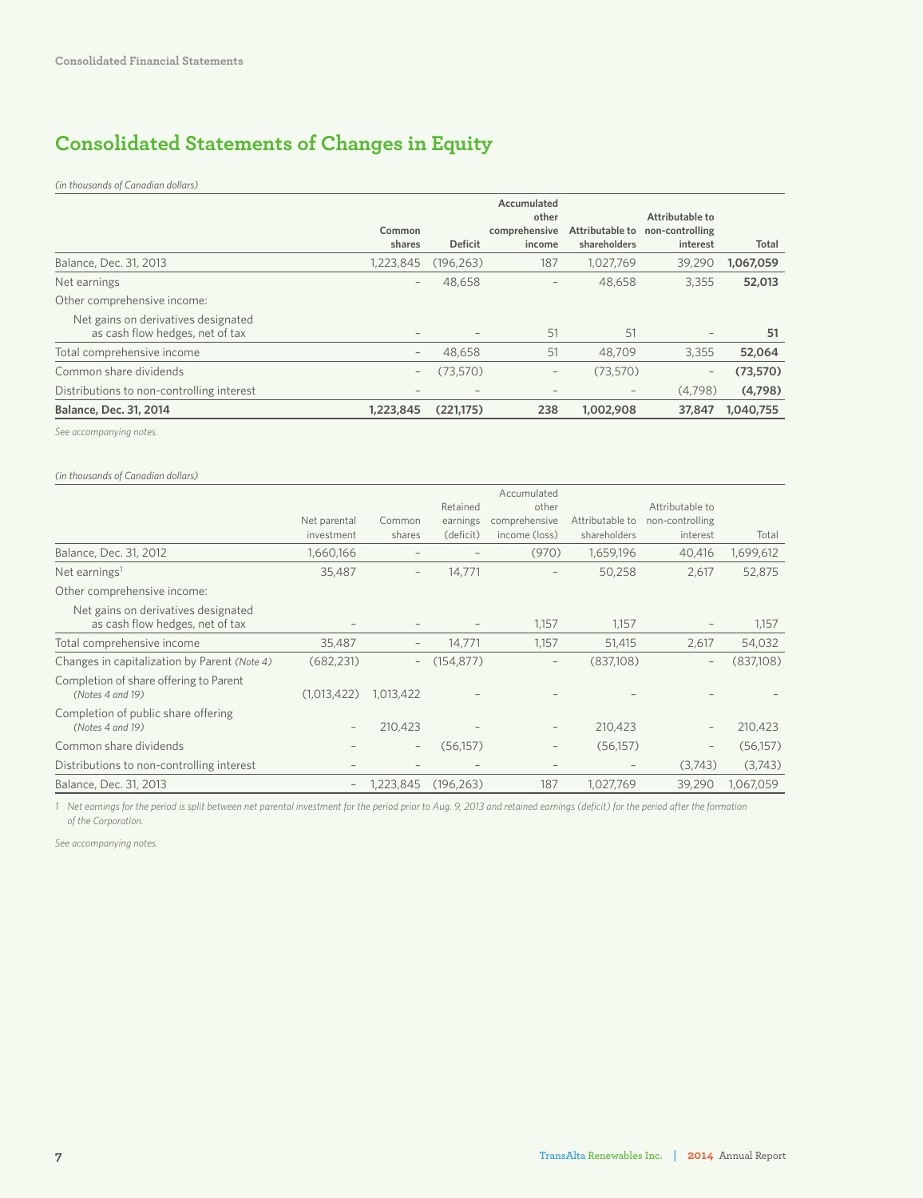# Consolidated Statements of Changes in Equity

*(in thousands of Canadian dollars)*

| | Common shares | Deficit | Accumulated other comprehensive income | Attributable to shareholders | Attributable to non-controlling interest | Total |
|---|---|---|---|---|---|---|
| Balance, Dec. 31, 2013 | 1,223,845 | (196,263) | 187 | 1,027,769 | 39,290 | **1,067,059** |
| Net earnings | – | 48,658 | – | 48,658 | 3,355 | **52,013** |
| Other comprehensive income: | | | | | | |
| Net gains on derivatives designated as cash flow hedges, net of tax | – | – | 51 | 51 | – | **51** |
| Total comprehensive income | – | 48,658 | 51 | 48,709 | 3,355 | **52,064** |
| Common share dividends | – | (73,570) | – | (73,570) | – | **(73,570)** |
| Distributions to non-controlling interest | – | – | – | – | (4,798) | **(4,798)** |
| **Balance, Dec. 31, 2014** | **1,223,845** | **(221,175)** | **238** | **1,002,908** | **37,847** | **1,040,755** |

*See accompanying notes.*

*(in thousands of Canadian dollars)*

| | Net parental investment | Common shares | Retained earnings (deficit) | Accumulated other comprehensive income (loss) | Attributable to shareholders | Attributable to non-controlling interest | Total |
|---|---|---|---|---|---|---|---|
| Balance, Dec. 31, 2012 | 1,660,166 | – | – | (970) | 1,659,196 | 40,416 | 1,699,612 |
| Net earnings[1] | 35,487 | – | 14,771 | – | 50,258 | 2,617 | 52,875 |
| Other comprehensive income: | | | | | | | |
| Net gains on derivatives designated as cash flow hedges, net of tax | – | – | – | 1,157 | 1,157 | – | 1,157 |
| Total comprehensive income | 35,487 | – | 14,771 | 1,157 | 51,415 | 2,617 | 54,032 |
| Changes in capitalization by Parent *(Note 4)* | (682,231) | – | (154,877) | – | (837,108) | – | (837,108) |
| Completion of share offering to Parent *(Notes 4 and 19)* | (1,013,422) | 1,013,422 | – | – | – | – | – |
| Completion of public share offering *(Notes 4 and 19)* | – | 210,423 | – | – | 210,423 | – | 210,423 |
| Common share dividends | – | – | (56,157) | – | (56,157) | – | (56,157) |
| Distributions to non-controlling interest | – | – | – | – | – | (3,743) | (3,743) |
| Balance, Dec. 31, 2013 | – | 1,223,845 | (196,263) | 187 | 1,027,769 | 39,290 | 1,067,059 |

*1 Net earnings for the period is split between net parental investment for the period prior to Aug. 9, 2013 and retained earnings (deficit) for the period after the formation of the Corporation.*

*See accompanying notes.*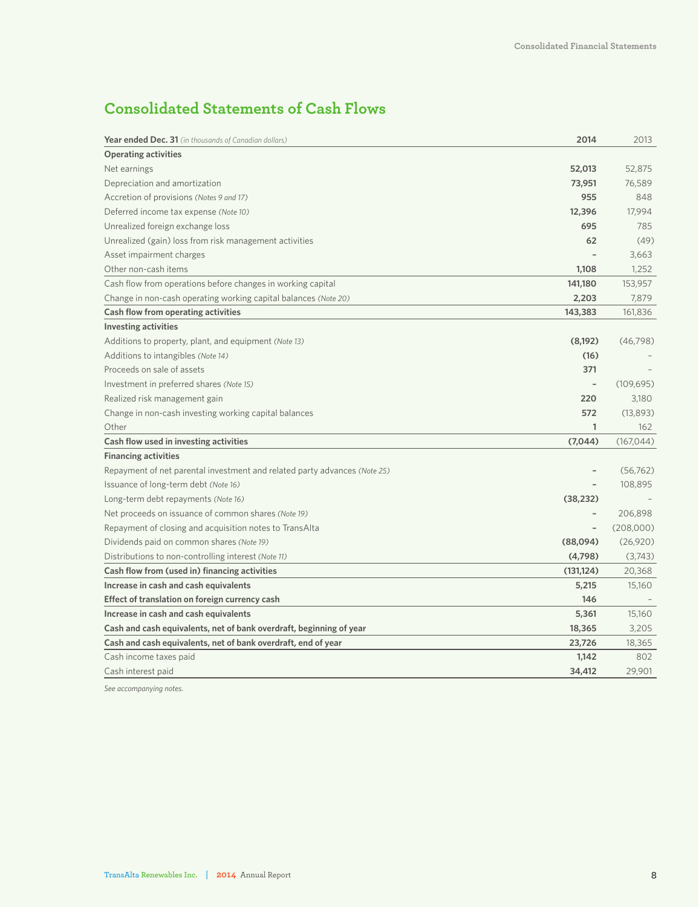# Consolidated Statements of Cash Flows

| **Year ended Dec. 31** *(in thousands of Canadian dollars)* | **2014** | 2013 |
|---|---|---|
| **Operating activities** | | |
| Net earnings | **52,013** | 52,875 |
| Depreciation and amortization | **73,951** | 76,589 |
| Accretion of provisions *(Notes 9 and 17)* | **955** | 848 |
| Deferred income tax expense *(Note 10)* | **12,396** | 17,994 |
| Unrealized foreign exchange loss | **695** | 785 |
| Unrealized (gain) loss from risk management activities | **62** | (49) |
| Asset impairment charges | **-** | 3,663 |
| Other non-cash items | **1,108** | 1,252 |
| Cash flow from operations before changes in working capital | **141,180** | 153,957 |
| Change in non-cash operating working capital balances *(Note 20)* | **2,203** | 7,879 |
| **Cash flow from operating activities** | **143,383** | 161,836 |
| **Investing activities** | | |
| Additions to property, plant, and equipment *(Note 13)* | **(8,192)** | (46,798) |
| Additions to intangibles *(Note 14)* | **(16)** | - |
| Proceeds on sale of assets | **371** | - |
| Investment in preferred shares *(Note 15)* | **-** | (109,695) |
| Realized risk management gain | **220** | 3,180 |
| Change in non-cash investing working capital balances | **572** | (13,893) |
| Other | **1** | 162 |
| **Cash flow used in investing activities** | **(7,044)** | (167,044) |
| **Financing activities** | | |
| Repayment of net parental investment and related party advances *(Note 25)* | **-** | (56,762) |
| Issuance of long-term debt *(Note 16)* | **-** | 108,895 |
| Long-term debt repayments *(Note 16)* | **(38,232)** | - |
| Net proceeds on issuance of common shares *(Note 19)* | **-** | 206,898 |
| Repayment of closing and acquisition notes to TransAlta | **-** | (208,000) |
| Dividends paid on common shares *(Note 19)* | **(88,094)** | (26,920) |
| Distributions to non-controlling interest *(Note 11)* | **(4,798)** | (3,743) |
| **Cash flow from (used in) financing activities** | **(131,124)** | 20,368 |
| **Increase in cash and cash equivalents** | **5,215** | 15,160 |
| **Effect of translation on foreign currency cash** | **146** | - |
| **Increase in cash and cash equivalents** | **5,361** | 15,160 |
| **Cash and cash equivalents, net of bank overdraft, beginning of year** | **18,365** | 3,205 |
| **Cash and cash equivalents, net of bank overdraft, end of year** | **23,726** | 18,365 |
| Cash income taxes paid | **1,142** | 802 |
| Cash interest paid | **34,412** | 29,901 |

*See accompanying notes.*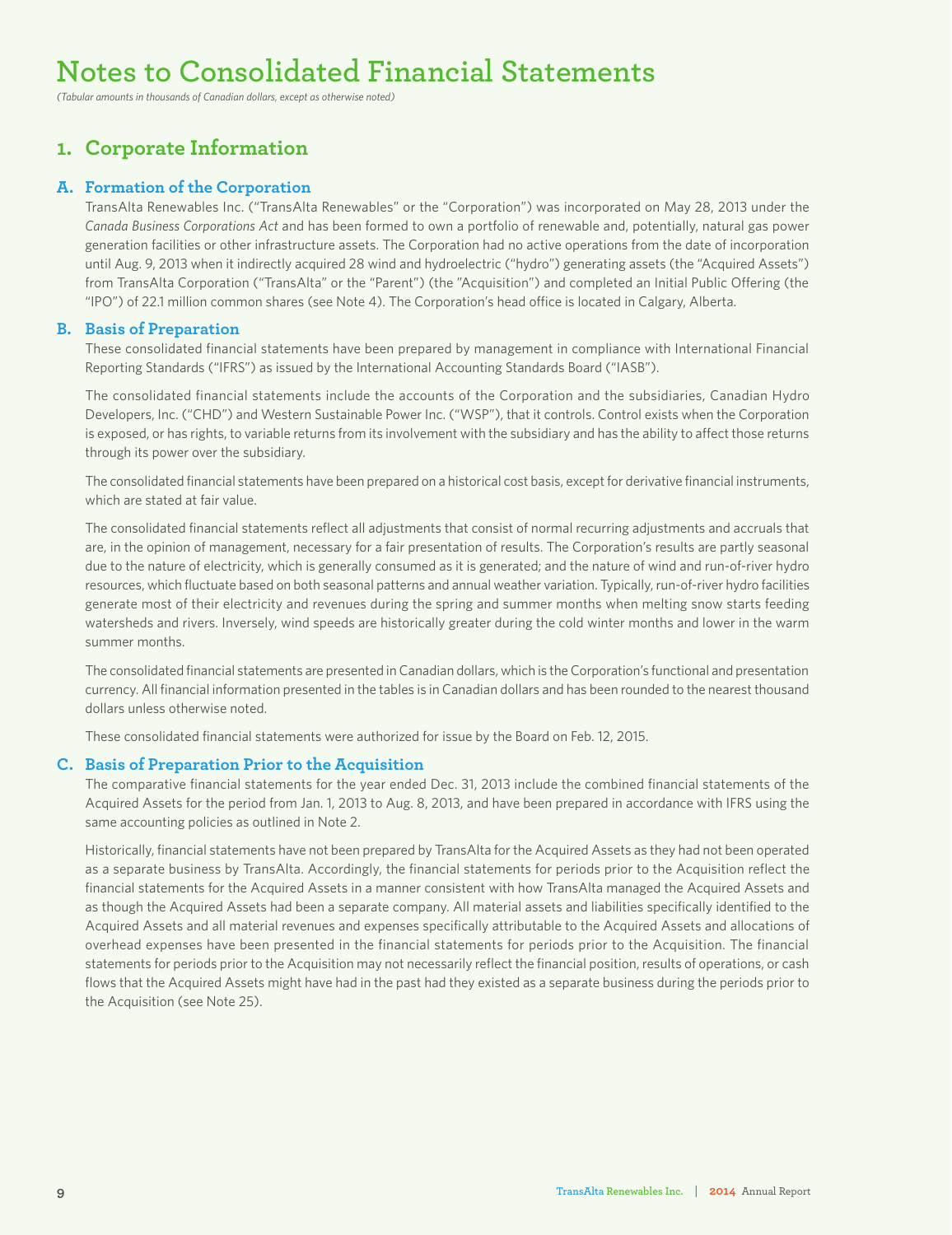# Notes to Consolidated Financial Statements

*(Tabular amounts in thousands of Canadian dollars, except as otherwise noted)*

## 1. Corporate Information

### A. Formation of the Corporation

TransAlta Renewables Inc. ("TransAlta Renewables" or the "Corporation") was incorporated on May 28, 2013 under the *Canada Business Corporations Act* and has been formed to own a portfolio of renewable and, potentially, natural gas power generation facilities or other infrastructure assets. The Corporation had no active operations from the date of incorporation until Aug. 9, 2013 when it indirectly acquired 28 wind and hydroelectric ("hydro") generating assets (the "Acquired Assets") from TransAlta Corporation ("TransAlta" or the "Parent") (the "Acquisition") and completed an Initial Public Offering (the "IPO") of 22.1 million common shares (see Note 4). The Corporation's head office is located in Calgary, Alberta.

### B. Basis of Preparation

These consolidated financial statements have been prepared by management in compliance with International Financial Reporting Standards ("IFRS") as issued by the International Accounting Standards Board ("IASB").

The consolidated financial statements include the accounts of the Corporation and the subsidiaries, Canadian Hydro Developers, Inc. ("CHD") and Western Sustainable Power Inc. ("WSP"), that it controls. Control exists when the Corporation is exposed, or has rights, to variable returns from its involvement with the subsidiary and has the ability to affect those returns through its power over the subsidiary.

The consolidated financial statements have been prepared on a historical cost basis, except for derivative financial instruments, which are stated at fair value.

The consolidated financial statements reflect all adjustments that consist of normal recurring adjustments and accruals that are, in the opinion of management, necessary for a fair presentation of results. The Corporation's results are partly seasonal due to the nature of electricity, which is generally consumed as it is generated; and the nature of wind and run-of-river hydro resources, which fluctuate based on both seasonal patterns and annual weather variation. Typically, run-of-river hydro facilities generate most of their electricity and revenues during the spring and summer months when melting snow starts feeding watersheds and rivers. Inversely, wind speeds are historically greater during the cold winter months and lower in the warm summer months.

The consolidated financial statements are presented in Canadian dollars, which is the Corporation's functional and presentation currency. All financial information presented in the tables is in Canadian dollars and has been rounded to the nearest thousand dollars unless otherwise noted.

These consolidated financial statements were authorized for issue by the Board on Feb. 12, 2015.

### C. Basis of Preparation Prior to the Acquisition

The comparative financial statements for the year ended Dec. 31, 2013 include the combined financial statements of the Acquired Assets for the period from Jan. 1, 2013 to Aug. 8, 2013, and have been prepared in accordance with IFRS using the same accounting policies as outlined in Note 2.

Historically, financial statements have not been prepared by TransAlta for the Acquired Assets as they had not been operated as a separate business by TransAlta. Accordingly, the financial statements for periods prior to the Acquisition reflect the financial statements for the Acquired Assets in a manner consistent with how TransAlta managed the Acquired Assets and as though the Acquired Assets had been a separate company. All material assets and liabilities specifically identified to the Acquired Assets and all material revenues and expenses specifically attributable to the Acquired Assets and allocations of overhead expenses have been presented in the financial statements for periods prior to the Acquisition. The financial statements for periods prior to the Acquisition may not necessarily reflect the financial position, results of operations, or cash flows that the Acquired Assets might have had in the past had they existed as a separate business during the periods prior to the Acquisition (see Note 25).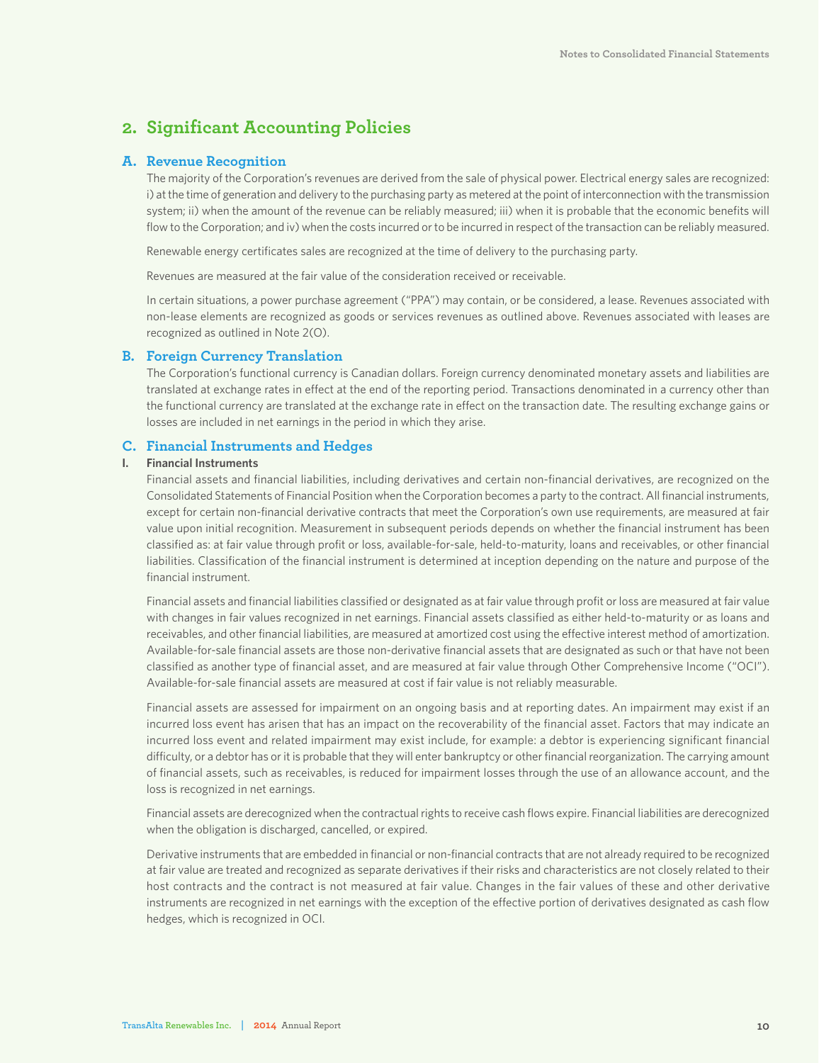## 2. Significant Accounting Policies

### A. Revenue Recognition

The majority of the Corporation's revenues are derived from the sale of physical power. Electrical energy sales are recognized: i) at the time of generation and delivery to the purchasing party as metered at the point of interconnection with the transmission system; ii) when the amount of the revenue can be reliably measured; iii) when it is probable that the economic benefits will flow to the Corporation; and iv) when the costs incurred or to be incurred in respect of the transaction can be reliably measured.

Renewable energy certificates sales are recognized at the time of delivery to the purchasing party.

Revenues are measured at the fair value of the consideration received or receivable.

In certain situations, a power purchase agreement ("PPA") may contain, or be considered, a lease. Revenues associated with non-lease elements are recognized as goods or services revenues as outlined above. Revenues associated with leases are recognized as outlined in Note 2(O).

### B. Foreign Currency Translation

The Corporation's functional currency is Canadian dollars. Foreign currency denominated monetary assets and liabilities are translated at exchange rates in effect at the end of the reporting period. Transactions denominated in a currency other than the functional currency are translated at the exchange rate in effect on the transaction date. The resulting exchange gains or losses are included in net earnings in the period in which they arise.

### C. Financial Instruments and Hedges

**I. Financial Instruments**

Financial assets and financial liabilities, including derivatives and certain non-financial derivatives, are recognized on the Consolidated Statements of Financial Position when the Corporation becomes a party to the contract. All financial instruments, except for certain non-financial derivative contracts that meet the Corporation's own use requirements, are measured at fair value upon initial recognition. Measurement in subsequent periods depends on whether the financial instrument has been classified as: at fair value through profit or loss, available-for-sale, held-to-maturity, loans and receivables, or other financial liabilities. Classification of the financial instrument is determined at inception depending on the nature and purpose of the financial instrument.

Financial assets and financial liabilities classified or designated as at fair value through profit or loss are measured at fair value with changes in fair values recognized in net earnings. Financial assets classified as either held-to-maturity or as loans and receivables, and other financial liabilities, are measured at amortized cost using the effective interest method of amortization. Available-for-sale financial assets are those non-derivative financial assets that are designated as such or that have not been classified as another type of financial asset, and are measured at fair value through Other Comprehensive Income ("OCI"). Available-for-sale financial assets are measured at cost if fair value is not reliably measurable.

Financial assets are assessed for impairment on an ongoing basis and at reporting dates. An impairment may exist if an incurred loss event has arisen that has an impact on the recoverability of the financial asset. Factors that may indicate an incurred loss event and related impairment may exist include, for example: a debtor is experiencing significant financial difficulty, or a debtor has or it is probable that they will enter bankruptcy or other financial reorganization. The carrying amount of financial assets, such as receivables, is reduced for impairment losses through the use of an allowance account, and the loss is recognized in net earnings.

Financial assets are derecognized when the contractual rights to receive cash flows expire. Financial liabilities are derecognized when the obligation is discharged, cancelled, or expired.

Derivative instruments that are embedded in financial or non-financial contracts that are not already required to be recognized at fair value are treated and recognized as separate derivatives if their risks and characteristics are not closely related to their host contracts and the contract is not measured at fair value. Changes in the fair values of these and other derivative instruments are recognized in net earnings with the exception of the effective portion of derivatives designated as cash flow hedges, which is recognized in OCI.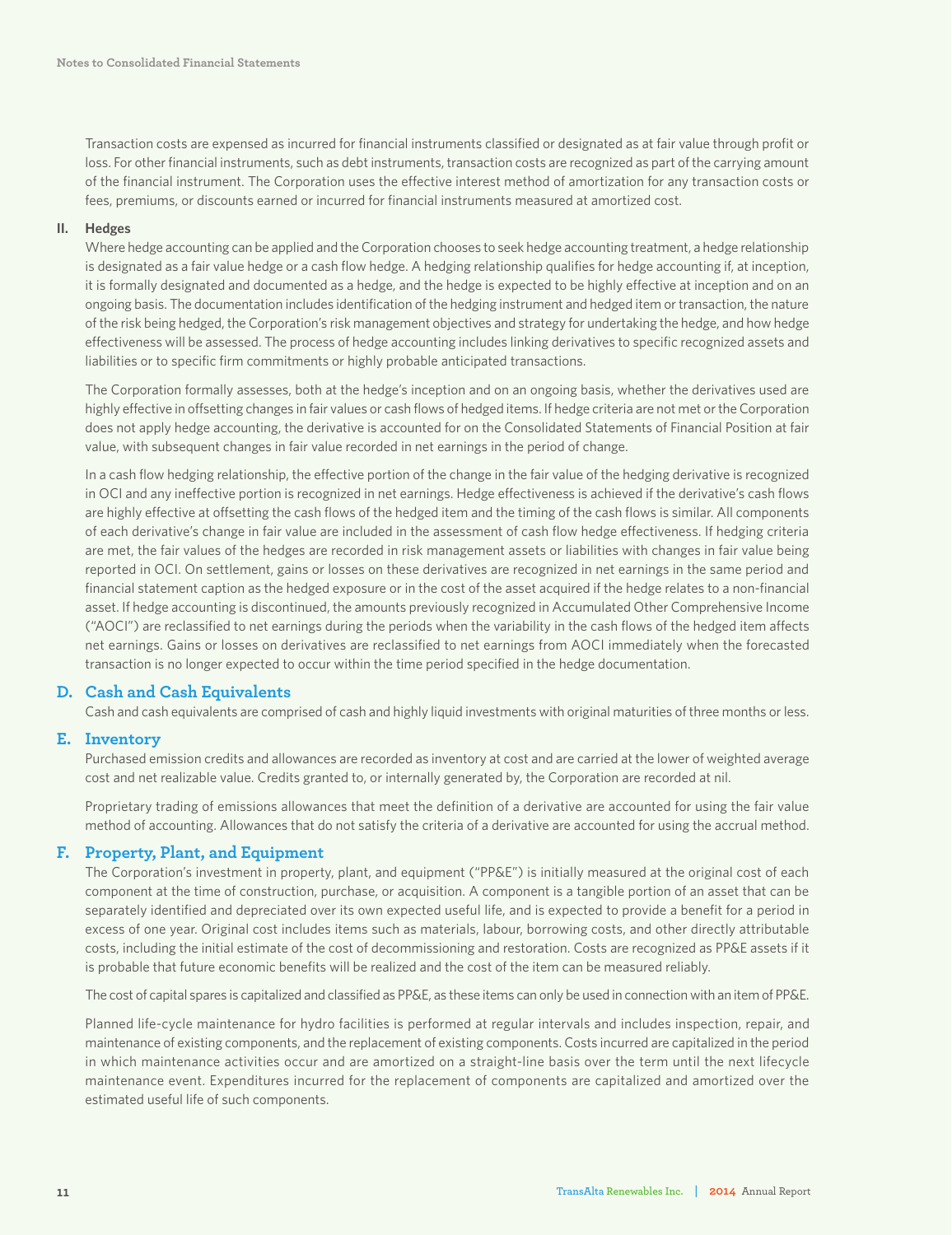Transaction costs are expensed as incurred for financial instruments classified or designated as at fair value through profit or loss. For other financial instruments, such as debt instruments, transaction costs are recognized as part of the carrying amount of the financial instrument. The Corporation uses the effective interest method of amortization for any transaction costs or fees, premiums, or discounts earned or incurred for financial instruments measured at amortized cost.

**II. Hedges**

Where hedge accounting can be applied and the Corporation chooses to seek hedge accounting treatment, a hedge relationship is designated as a fair value hedge or a cash flow hedge. A hedging relationship qualifies for hedge accounting if, at inception, it is formally designated and documented as a hedge, and the hedge is expected to be highly effective at inception and on an ongoing basis. The documentation includes identification of the hedging instrument and hedged item or transaction, the nature of the risk being hedged, the Corporation's risk management objectives and strategy for undertaking the hedge, and how hedge effectiveness will be assessed. The process of hedge accounting includes linking derivatives to specific recognized assets and liabilities or to specific firm commitments or highly probable anticipated transactions.

The Corporation formally assesses, both at the hedge's inception and on an ongoing basis, whether the derivatives used are highly effective in offsetting changes in fair values or cash flows of hedged items. If hedge criteria are not met or the Corporation does not apply hedge accounting, the derivative is accounted for on the Consolidated Statements of Financial Position at fair value, with subsequent changes in fair value recorded in net earnings in the period of change.

In a cash flow hedging relationship, the effective portion of the change in the fair value of the hedging derivative is recognized in OCI and any ineffective portion is recognized in net earnings. Hedge effectiveness is achieved if the derivative's cash flows are highly effective at offsetting the cash flows of the hedged item and the timing of the cash flows is similar. All components of each derivative's change in fair value are included in the assessment of cash flow hedge effectiveness. If hedging criteria are met, the fair values of the hedges are recorded in risk management assets or liabilities with changes in fair value being reported in OCI. On settlement, gains or losses on these derivatives are recognized in net earnings in the same period and financial statement caption as the hedged exposure or in the cost of the asset acquired if the hedge relates to a non-financial asset. If hedge accounting is discontinued, the amounts previously recognized in Accumulated Other Comprehensive Income ("AOCI") are reclassified to net earnings during the periods when the variability in the cash flows of the hedged item affects net earnings. Gains or losses on derivatives are reclassified to net earnings from AOCI immediately when the forecasted transaction is no longer expected to occur within the time period specified in the hedge documentation.

## D. Cash and Cash Equivalents

Cash and cash equivalents are comprised of cash and highly liquid investments with original maturities of three months or less.

## E. Inventory

Purchased emission credits and allowances are recorded as inventory at cost and are carried at the lower of weighted average cost and net realizable value. Credits granted to, or internally generated by, the Corporation are recorded at nil.

Proprietary trading of emissions allowances that meet the definition of a derivative are accounted for using the fair value method of accounting. Allowances that do not satisfy the criteria of a derivative are accounted for using the accrual method.

## F. Property, Plant, and Equipment

The Corporation's investment in property, plant, and equipment ("PP&E") is initially measured at the original cost of each component at the time of construction, purchase, or acquisition. A component is a tangible portion of an asset that can be separately identified and depreciated over its own expected useful life, and is expected to provide a benefit for a period in excess of one year. Original cost includes items such as materials, labour, borrowing costs, and other directly attributable costs, including the initial estimate of the cost of decommissioning and restoration. Costs are recognized as PP&E assets if it is probable that future economic benefits will be realized and the cost of the item can be measured reliably.

The cost of capital spares is capitalized and classified as PP&E, as these items can only be used in connection with an item of PP&E.

Planned life-cycle maintenance for hydro facilities is performed at regular intervals and includes inspection, repair, and maintenance of existing components, and the replacement of existing components. Costs incurred are capitalized in the period in which maintenance activities occur and are amortized on a straight-line basis over the term until the next lifecycle maintenance event. Expenditures incurred for the replacement of components are capitalized and amortized over the estimated useful life of such components.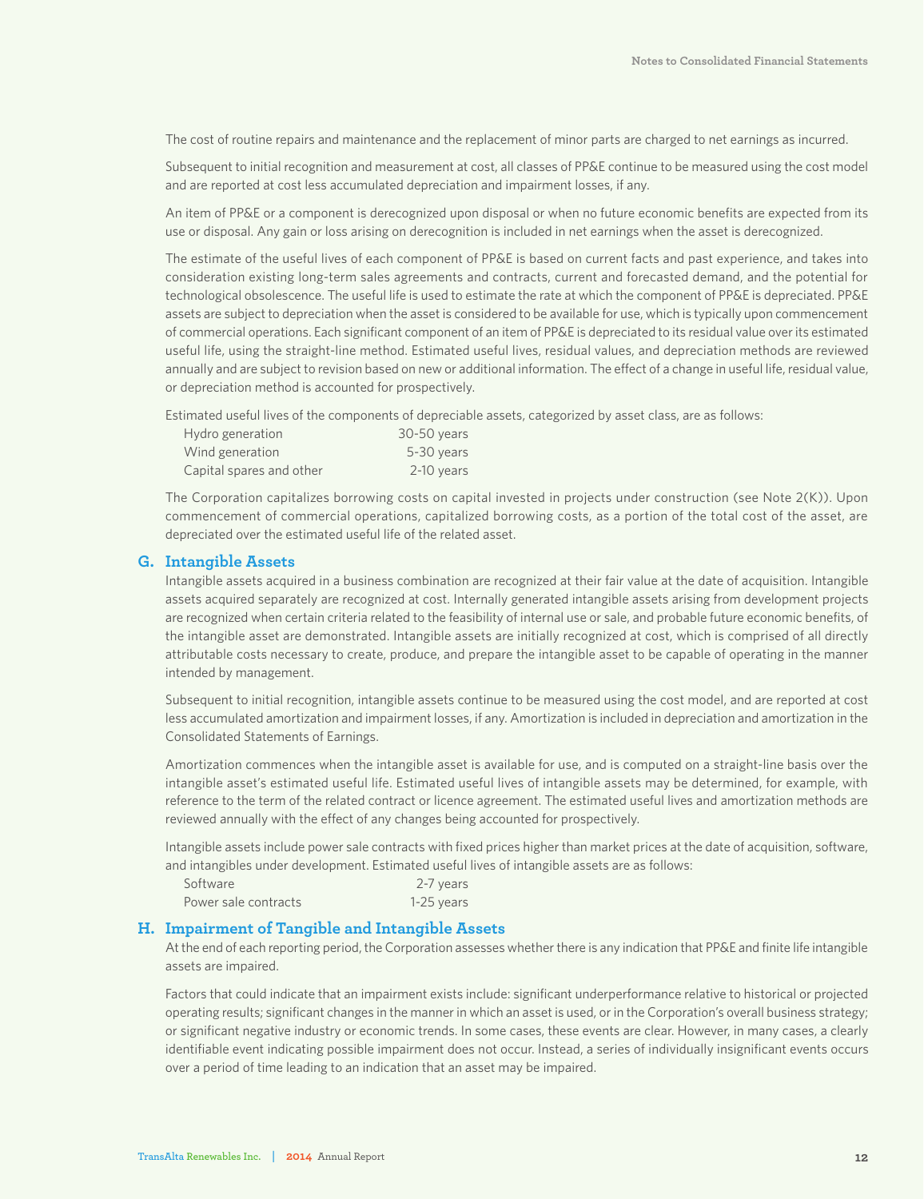The cost of routine repairs and maintenance and the replacement of minor parts are charged to net earnings as incurred.

Subsequent to initial recognition and measurement at cost, all classes of PP&E continue to be measured using the cost model and are reported at cost less accumulated depreciation and impairment losses, if any.

An item of PP&E or a component is derecognized upon disposal or when no future economic benefits are expected from its use or disposal. Any gain or loss arising on derecognition is included in net earnings when the asset is derecognized.

The estimate of the useful lives of each component of PP&E is based on current facts and past experience, and takes into consideration existing long-term sales agreements and contracts, current and forecasted demand, and the potential for technological obsolescence. The useful life is used to estimate the rate at which the component of PP&E is depreciated. PP&E assets are subject to depreciation when the asset is considered to be available for use, which is typically upon commencement of commercial operations. Each significant component of an item of PP&E is depreciated to its residual value over its estimated useful life, using the straight-line method. Estimated useful lives, residual values, and depreciation methods are reviewed annually and are subject to revision based on new or additional information. The effect of a change in useful life, residual value, or depreciation method is accounted for prospectively.

Estimated useful lives of the components of depreciable assets, categorized by asset class, are as follows:

| | |
|---|---|
| Hydro generation | 30-50 years |
| Wind generation | 5-30 years |
| Capital spares and other | 2-10 years |

The Corporation capitalizes borrowing costs on capital invested in projects under construction (see Note 2(K)). Upon commencement of commercial operations, capitalized borrowing costs, as a portion of the total cost of the asset, are depreciated over the estimated useful life of the related asset.

## G. Intangible Assets

Intangible assets acquired in a business combination are recognized at their fair value at the date of acquisition. Intangible assets acquired separately are recognized at cost. Internally generated intangible assets arising from development projects are recognized when certain criteria related to the feasibility of internal use or sale, and probable future economic benefits, of the intangible asset are demonstrated. Intangible assets are initially recognized at cost, which is comprised of all directly attributable costs necessary to create, produce, and prepare the intangible asset to be capable of operating in the manner intended by management.

Subsequent to initial recognition, intangible assets continue to be measured using the cost model, and are reported at cost less accumulated amortization and impairment losses, if any. Amortization is included in depreciation and amortization in the Consolidated Statements of Earnings.

Amortization commences when the intangible asset is available for use, and is computed on a straight-line basis over the intangible asset's estimated useful life. Estimated useful lives of intangible assets may be determined, for example, with reference to the term of the related contract or licence agreement. The estimated useful lives and amortization methods are reviewed annually with the effect of any changes being accounted for prospectively.

Intangible assets include power sale contracts with fixed prices higher than market prices at the date of acquisition, software, and intangibles under development. Estimated useful lives of intangible assets are as follows:

| | |
|---|---|
| Software | 2-7 years |
| Power sale contracts | 1-25 years |

## H. Impairment of Tangible and Intangible Assets

At the end of each reporting period, the Corporation assesses whether there is any indication that PP&E and finite life intangible assets are impaired.

Factors that could indicate that an impairment exists include: significant underperformance relative to historical or projected operating results; significant changes in the manner in which an asset is used, or in the Corporation's overall business strategy; or significant negative industry or economic trends. In some cases, these events are clear. However, in many cases, a clearly identifiable event indicating possible impairment does not occur. Instead, a series of individually insignificant events occurs over a period of time leading to an indication that an asset may be impaired.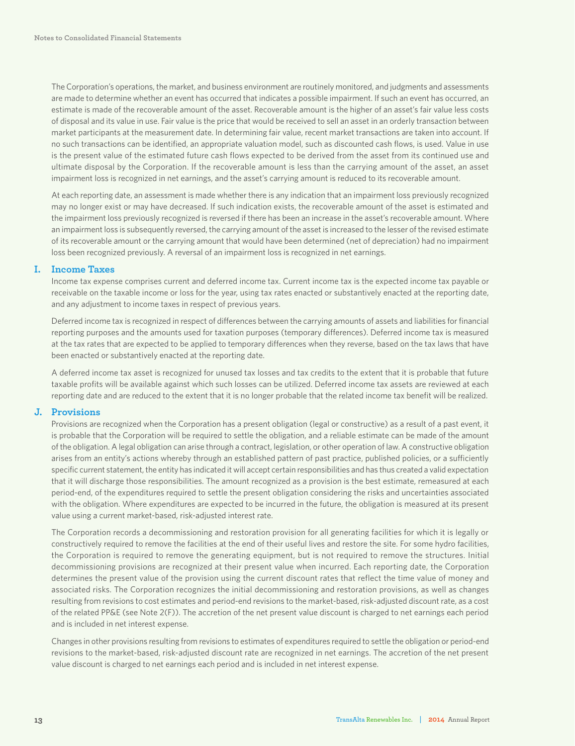The Corporation's operations, the market, and business environment are routinely monitored, and judgments and assessments are made to determine whether an event has occurred that indicates a possible impairment. If such an event has occurred, an estimate is made of the recoverable amount of the asset. Recoverable amount is the higher of an asset's fair value less costs of disposal and its value in use. Fair value is the price that would be received to sell an asset in an orderly transaction between market participants at the measurement date. In determining fair value, recent market transactions are taken into account. If no such transactions can be identified, an appropriate valuation model, such as discounted cash flows, is used. Value in use is the present value of the estimated future cash flows expected to be derived from the asset from its continued use and ultimate disposal by the Corporation. If the recoverable amount is less than the carrying amount of the asset, an asset impairment loss is recognized in net earnings, and the asset's carrying amount is reduced to its recoverable amount.

At each reporting date, an assessment is made whether there is any indication that an impairment loss previously recognized may no longer exist or may have decreased. If such indication exists, the recoverable amount of the asset is estimated and the impairment loss previously recognized is reversed if there has been an increase in the asset's recoverable amount. Where an impairment loss is subsequently reversed, the carrying amount of the asset is increased to the lesser of the revised estimate of its recoverable amount or the carrying amount that would have been determined (net of depreciation) had no impairment loss been recognized previously. A reversal of an impairment loss is recognized in net earnings.

## I. Income Taxes

Income tax expense comprises current and deferred income tax. Current income tax is the expected income tax payable or receivable on the taxable income or loss for the year, using tax rates enacted or substantively enacted at the reporting date, and any adjustment to income taxes in respect of previous years.

Deferred income tax is recognized in respect of differences between the carrying amounts of assets and liabilities for financial reporting purposes and the amounts used for taxation purposes (temporary differences). Deferred income tax is measured at the tax rates that are expected to be applied to temporary differences when they reverse, based on the tax laws that have been enacted or substantively enacted at the reporting date.

A deferred income tax asset is recognized for unused tax losses and tax credits to the extent that it is probable that future taxable profits will be available against which such losses can be utilized. Deferred income tax assets are reviewed at each reporting date and are reduced to the extent that it is no longer probable that the related income tax benefit will be realized.

## J. Provisions

Provisions are recognized when the Corporation has a present obligation (legal or constructive) as a result of a past event, it is probable that the Corporation will be required to settle the obligation, and a reliable estimate can be made of the amount of the obligation. A legal obligation can arise through a contract, legislation, or other operation of law. A constructive obligation arises from an entity's actions whereby through an established pattern of past practice, published policies, or a sufficiently specific current statement, the entity has indicated it will accept certain responsibilities and has thus created a valid expectation that it will discharge those responsibilities. The amount recognized as a provision is the best estimate, remeasured at each period-end, of the expenditures required to settle the present obligation considering the risks and uncertainties associated with the obligation. Where expenditures are expected to be incurred in the future, the obligation is measured at its present value using a current market-based, risk-adjusted interest rate.

The Corporation records a decommissioning and restoration provision for all generating facilities for which it is legally or constructively required to remove the facilities at the end of their useful lives and restore the site. For some hydro facilities, the Corporation is required to remove the generating equipment, but is not required to remove the structures. Initial decommissioning provisions are recognized at their present value when incurred. Each reporting date, the Corporation determines the present value of the provision using the current discount rates that reflect the time value of money and associated risks. The Corporation recognizes the initial decommissioning and restoration provisions, as well as changes resulting from revisions to cost estimates and period-end revisions to the market-based, risk-adjusted discount rate, as a cost of the related PP&E (see Note 2(F)). The accretion of the net present value discount is charged to net earnings each period and is included in net interest expense.

Changes in other provisions resulting from revisions to estimates of expenditures required to settle the obligation or period-end revisions to the market-based, risk-adjusted discount rate are recognized in net earnings. The accretion of the net present value discount is charged to net earnings each period and is included in net interest expense.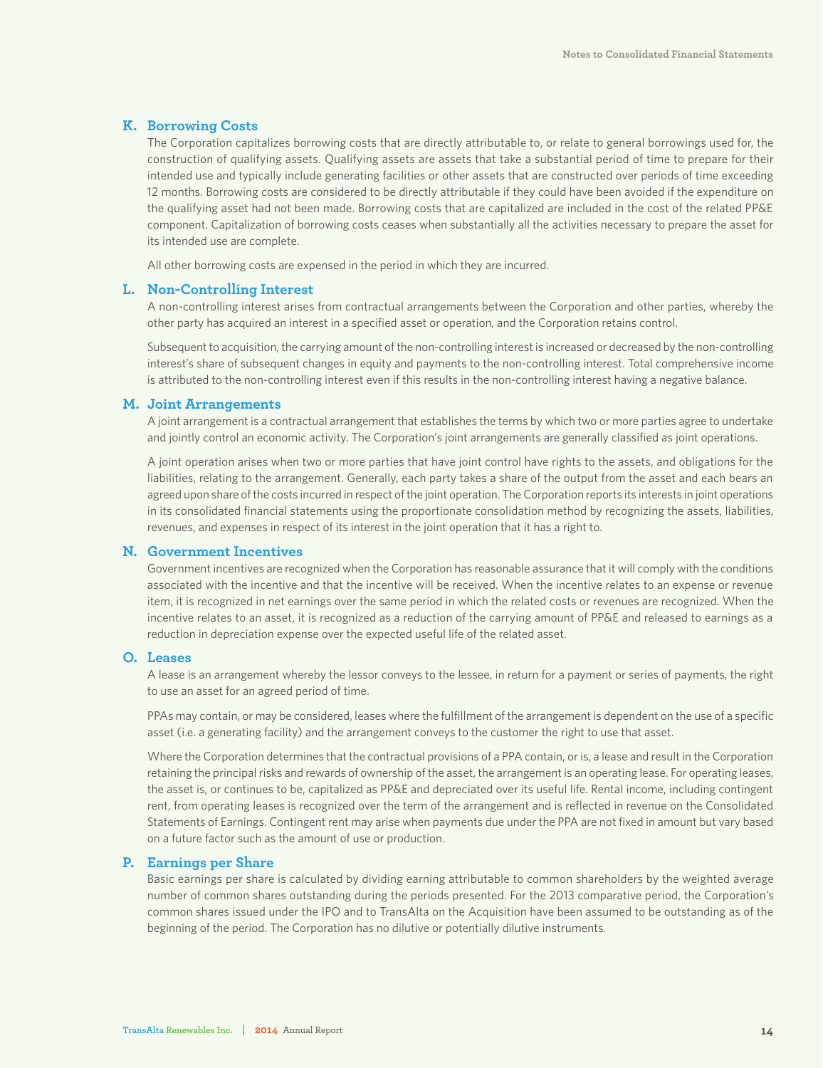## K. Borrowing Costs

The Corporation capitalizes borrowing costs that are directly attributable to, or relate to general borrowings used for, the construction of qualifying assets. Qualifying assets are assets that take a substantial period of time to prepare for their intended use and typically include generating facilities or other assets that are constructed over periods of time exceeding 12 months. Borrowing costs are considered to be directly attributable if they could have been avoided if the expenditure on the qualifying asset had not been made. Borrowing costs that are capitalized are included in the cost of the related PP&E component. Capitalization of borrowing costs ceases when substantially all the activities necessary to prepare the asset for its intended use are complete.

All other borrowing costs are expensed in the period in which they are incurred.

## L. Non-Controlling Interest

A non-controlling interest arises from contractual arrangements between the Corporation and other parties, whereby the other party has acquired an interest in a specified asset or operation, and the Corporation retains control.

Subsequent to acquisition, the carrying amount of the non-controlling interest is increased or decreased by the non-controlling interest's share of subsequent changes in equity and payments to the non-controlling interest. Total comprehensive income is attributed to the non-controlling interest even if this results in the non-controlling interest having a negative balance.

## M. Joint Arrangements

A joint arrangement is a contractual arrangement that establishes the terms by which two or more parties agree to undertake and jointly control an economic activity. The Corporation's joint arrangements are generally classified as joint operations.

A joint operation arises when two or more parties that have joint control have rights to the assets, and obligations for the liabilities, relating to the arrangement. Generally, each party takes a share of the output from the asset and each bears an agreed upon share of the costs incurred in respect of the joint operation. The Corporation reports its interests in joint operations in its consolidated financial statements using the proportionate consolidation method by recognizing the assets, liabilities, revenues, and expenses in respect of its interest in the joint operation that it has a right to.

## N. Government Incentives

Government incentives are recognized when the Corporation has reasonable assurance that it will comply with the conditions associated with the incentive and that the incentive will be received. When the incentive relates to an expense or revenue item, it is recognized in net earnings over the same period in which the related costs or revenues are recognized. When the incentive relates to an asset, it is recognized as a reduction of the carrying amount of PP&E and released to earnings as a reduction in depreciation expense over the expected useful life of the related asset.

## O. Leases

A lease is an arrangement whereby the lessor conveys to the lessee, in return for a payment or series of payments, the right to use an asset for an agreed period of time.

PPAs may contain, or may be considered, leases where the fulfillment of the arrangement is dependent on the use of a specific asset (i.e. a generating facility) and the arrangement conveys to the customer the right to use that asset.

Where the Corporation determines that the contractual provisions of a PPA contain, or is, a lease and result in the Corporation retaining the principal risks and rewards of ownership of the asset, the arrangement is an operating lease. For operating leases, the asset is, or continues to be, capitalized as PP&E and depreciated over its useful life. Rental income, including contingent rent, from operating leases is recognized over the term of the arrangement and is reflected in revenue on the Consolidated Statements of Earnings. Contingent rent may arise when payments due under the PPA are not fixed in amount but vary based on a future factor such as the amount of use or production.

## P. Earnings per Share

Basic earnings per share is calculated by dividing earning attributable to common shareholders by the weighted average number of common shares outstanding during the periods presented. For the 2013 comparative period, the Corporation's common shares issued under the IPO and to TransAlta on the Acquisition have been assumed to be outstanding as of the beginning of the period. The Corporation has no dilutive or potentially dilutive instruments.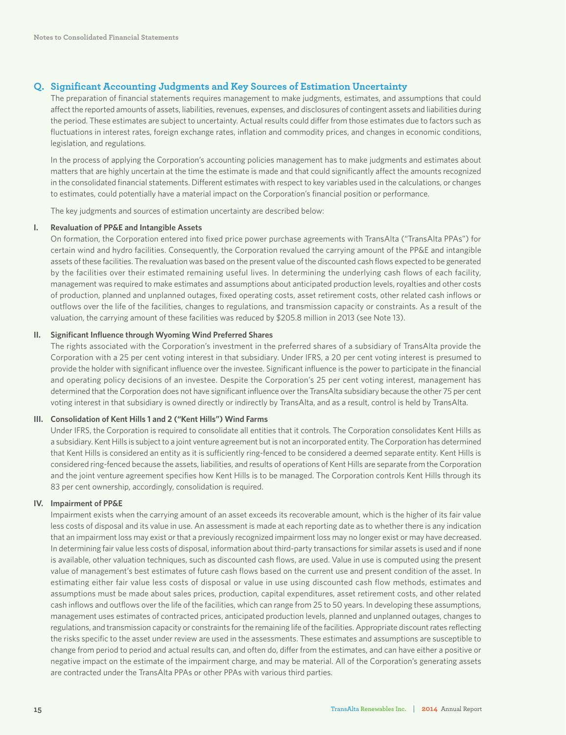## Q. Significant Accounting Judgments and Key Sources of Estimation Uncertainty

The preparation of financial statements requires management to make judgments, estimates, and assumptions that could affect the reported amounts of assets, liabilities, revenues, expenses, and disclosures of contingent assets and liabilities during the period. These estimates are subject to uncertainty. Actual results could differ from those estimates due to factors such as fluctuations in interest rates, foreign exchange rates, inflation and commodity prices, and changes in economic conditions, legislation, and regulations.

In the process of applying the Corporation's accounting policies management has to make judgments and estimates about matters that are highly uncertain at the time the estimate is made and that could significantly affect the amounts recognized in the consolidated financial statements. Different estimates with respect to key variables used in the calculations, or changes to estimates, could potentially have a material impact on the Corporation's financial position or performance.

The key judgments and sources of estimation uncertainty are described below:

### I. Revaluation of PP&E and Intangible Assets

On formation, the Corporation entered into fixed price power purchase agreements with TransAlta ("TransAlta PPAs") for certain wind and hydro facilities. Consequently, the Corporation revalued the carrying amount of the PP&E and intangible assets of these facilities. The revaluation was based on the present value of the discounted cash flows expected to be generated by the facilities over their estimated remaining useful lives. In determining the underlying cash flows of each facility, management was required to make estimates and assumptions about anticipated production levels, royalties and other costs of production, planned and unplanned outages, fixed operating costs, asset retirement costs, other related cash inflows or outflows over the life of the facilities, changes to regulations, and transmission capacity or constraints. As a result of the valuation, the carrying amount of these facilities was reduced by $205.8 million in 2013 (see Note 13).

### II. Significant Influence through Wyoming Wind Preferred Shares

The rights associated with the Corporation's investment in the preferred shares of a subsidiary of TransAlta provide the Corporation with a 25 per cent voting interest in that subsidiary. Under IFRS, a 20 per cent voting interest is presumed to provide the holder with significant influence over the investee. Significant influence is the power to participate in the financial and operating policy decisions of an investee. Despite the Corporation's 25 per cent voting interest, management has determined that the Corporation does not have significant influence over the TransAlta subsidiary because the other 75 per cent voting interest in that subsidiary is owned directly or indirectly by TransAlta, and as a result, control is held by TransAlta.

### III. Consolidation of Kent Hills 1 and 2 ("Kent Hills") Wind Farms

Under IFRS, the Corporation is required to consolidate all entities that it controls. The Corporation consolidates Kent Hills as a subsidiary. Kent Hills is subject to a joint venture agreement but is not an incorporated entity. The Corporation has determined that Kent Hills is considered an entity as it is sufficiently ring-fenced to be considered a deemed separate entity. Kent Hills is considered ring-fenced because the assets, liabilities, and results of operations of Kent Hills are separate from the Corporation and the joint venture agreement specifies how Kent Hills is to be managed. The Corporation controls Kent Hills through its 83 per cent ownership, accordingly, consolidation is required.

### IV. Impairment of PP&E

Impairment exists when the carrying amount of an asset exceeds its recoverable amount, which is the higher of its fair value less costs of disposal and its value in use. An assessment is made at each reporting date as to whether there is any indication that an impairment loss may exist or that a previously recognized impairment loss may no longer exist or may have decreased. In determining fair value less costs of disposal, information about third-party transactions for similar assets is used and if none is available, other valuation techniques, such as discounted cash flows, are used. Value in use is computed using the present value of management's best estimates of future cash flows based on the current use and present condition of the asset. In estimating either fair value less costs of disposal or value in use using discounted cash flow methods, estimates and assumptions must be made about sales prices, production, capital expenditures, asset retirement costs, and other related cash inflows and outflows over the life of the facilities, which can range from 25 to 50 years. In developing these assumptions, management uses estimates of contracted prices, anticipated production levels, planned and unplanned outages, changes to regulations, and transmission capacity or constraints for the remaining life of the facilities. Appropriate discount rates reflecting the risks specific to the asset under review are used in the assessments. These estimates and assumptions are susceptible to change from period to period and actual results can, and often do, differ from the estimates, and can have either a positive or negative impact on the estimate of the impairment charge, and may be material. All of the Corporation's generating assets are contracted under the TransAlta PPAs or other PPAs with various third parties.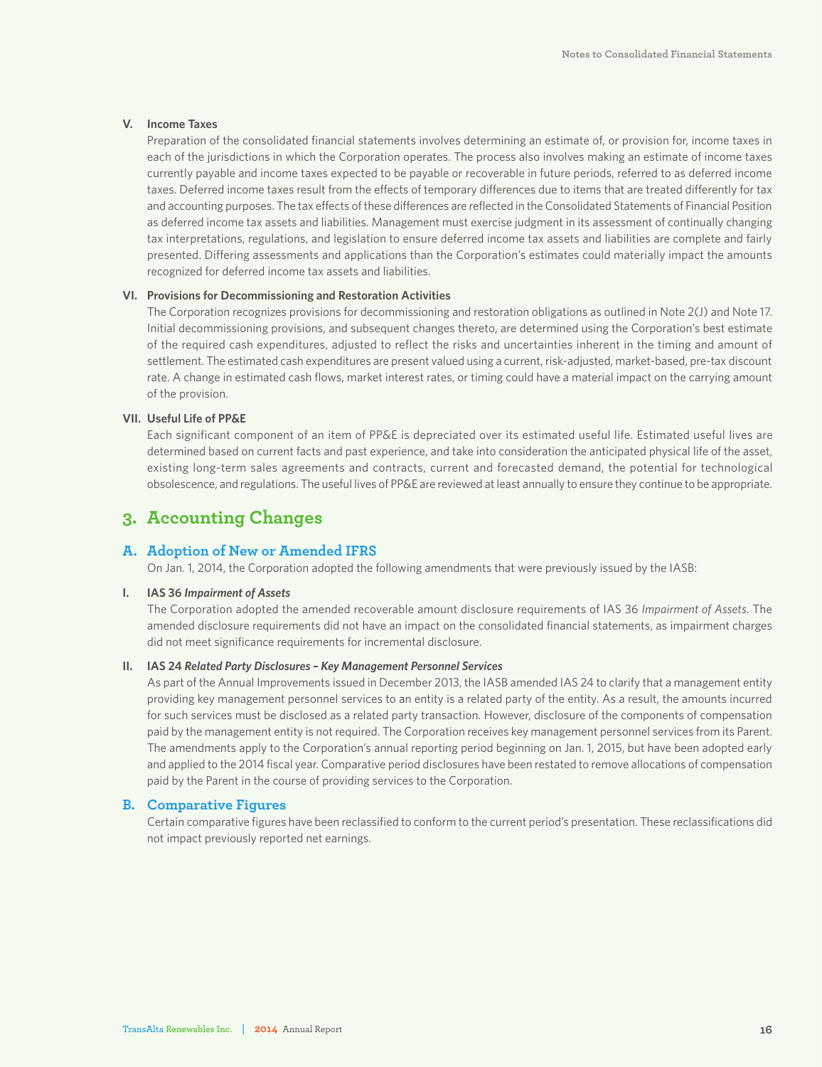**V. Income Taxes**

Preparation of the consolidated financial statements involves determining an estimate of, or provision for, income taxes in each of the jurisdictions in which the Corporation operates. The process also involves making an estimate of income taxes currently payable and income taxes expected to be payable or recoverable in future periods, referred to as deferred income taxes. Deferred income taxes result from the effects of temporary differences due to items that are treated differently for tax and accounting purposes. The tax effects of these differences are reflected in the Consolidated Statements of Financial Position as deferred income tax assets and liabilities. Management must exercise judgment in its assessment of continually changing tax interpretations, regulations, and legislation to ensure deferred income tax assets and liabilities are complete and fairly presented. Differing assessments and applications than the Corporation's estimates could materially impact the amounts recognized for deferred income tax assets and liabilities.

**VI. Provisions for Decommissioning and Restoration Activities**

The Corporation recognizes provisions for decommissioning and restoration obligations as outlined in Note 2(J) and Note 17. Initial decommissioning provisions, and subsequent changes thereto, are determined using the Corporation's best estimate of the required cash expenditures, adjusted to reflect the risks and uncertainties inherent in the timing and amount of settlement. The estimated cash expenditures are present valued using a current, risk-adjusted, market-based, pre-tax discount rate. A change in estimated cash flows, market interest rates, or timing could have a material impact on the carrying amount of the provision.

**VII. Useful Life of PP&E**

Each significant component of an item of PP&E is depreciated over its estimated useful life. Estimated useful lives are determined based on current facts and past experience, and take into consideration the anticipated physical life of the asset, existing long-term sales agreements and contracts, current and forecasted demand, the potential for technological obsolescence, and regulations. The useful lives of PP&E are reviewed at least annually to ensure they continue to be appropriate.

# 3. Accounting Changes

## A. Adoption of New or Amended IFRS

On Jan. 1, 2014, the Corporation adopted the following amendments that were previously issued by the IASB:

**I. IAS 36 *Impairment of Assets***

The Corporation adopted the amended recoverable amount disclosure requirements of IAS 36 *Impairment of Assets*. The amended disclosure requirements did not have an impact on the consolidated financial statements, as impairment charges did not meet significance requirements for incremental disclosure.

**II. IAS 24 *Related Party Disclosures – Key Management Personnel Services***

As part of the Annual Improvements issued in December 2013, the IASB amended IAS 24 to clarify that a management entity providing key management personnel services to an entity is a related party of the entity. As a result, the amounts incurred for such services must be disclosed as a related party transaction. However, disclosure of the components of compensation paid by the management entity is not required. The Corporation receives key management personnel services from its Parent. The amendments apply to the Corporation's annual reporting period beginning on Jan. 1, 2015, but have been adopted early and applied to the 2014 fiscal year. Comparative period disclosures have been restated to remove allocations of compensation paid by the Parent in the course of providing services to the Corporation.

## B. Comparative Figures

Certain comparative figures have been reclassified to conform to the current period's presentation. These reclassifications did not impact previously reported net earnings.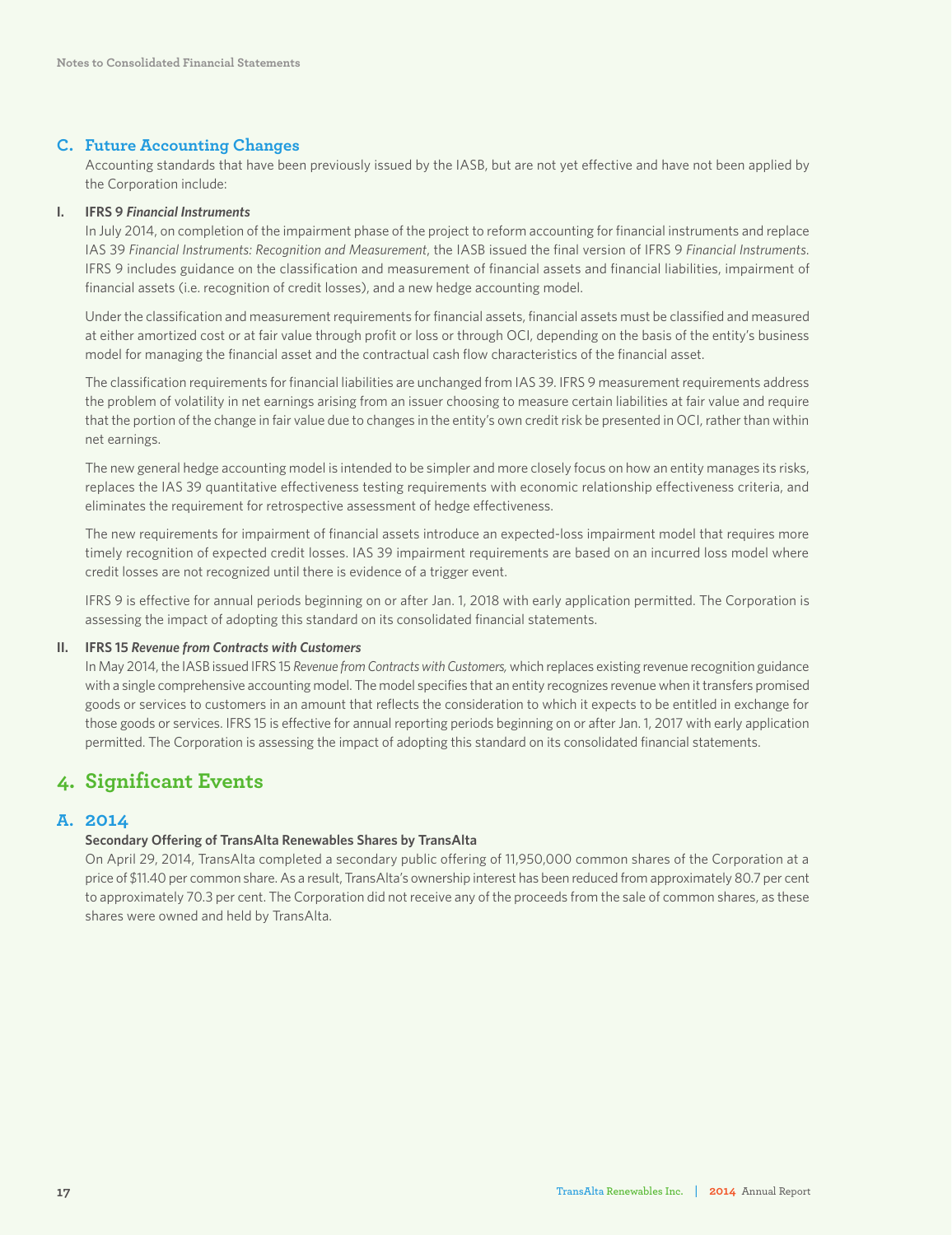## C. Future Accounting Changes

Accounting standards that have been previously issued by the IASB, but are not yet effective and have not been applied by the Corporation include:

### I. IFRS 9 *Financial Instruments*

In July 2014, on completion of the impairment phase of the project to reform accounting for financial instruments and replace IAS 39 *Financial Instruments: Recognition and Measurement*, the IASB issued the final version of IFRS 9 *Financial Instruments*. IFRS 9 includes guidance on the classification and measurement of financial assets and financial liabilities, impairment of financial assets (i.e. recognition of credit losses), and a new hedge accounting model.

Under the classification and measurement requirements for financial assets, financial assets must be classified and measured at either amortized cost or at fair value through profit or loss or through OCI, depending on the basis of the entity's business model for managing the financial asset and the contractual cash flow characteristics of the financial asset.

The classification requirements for financial liabilities are unchanged from IAS 39. IFRS 9 measurement requirements address the problem of volatility in net earnings arising from an issuer choosing to measure certain liabilities at fair value and require that the portion of the change in fair value due to changes in the entity's own credit risk be presented in OCI, rather than within net earnings.

The new general hedge accounting model is intended to be simpler and more closely focus on how an entity manages its risks, replaces the IAS 39 quantitative effectiveness testing requirements with economic relationship effectiveness criteria, and eliminates the requirement for retrospective assessment of hedge effectiveness.

The new requirements for impairment of financial assets introduce an expected-loss impairment model that requires more timely recognition of expected credit losses. IAS 39 impairment requirements are based on an incurred loss model where credit losses are not recognized until there is evidence of a trigger event.

IFRS 9 is effective for annual periods beginning on or after Jan. 1, 2018 with early application permitted. The Corporation is assessing the impact of adopting this standard on its consolidated financial statements.

### II. IFRS 15 *Revenue from Contracts with Customers*

In May 2014, the IASB issued IFRS 15 *Revenue from Contracts with Customers,* which replaces existing revenue recognition guidance with a single comprehensive accounting model. The model specifies that an entity recognizes revenue when it transfers promised goods or services to customers in an amount that reflects the consideration to which it expects to be entitled in exchange for those goods or services. IFRS 15 is effective for annual reporting periods beginning on or after Jan. 1, 2017 with early application permitted. The Corporation is assessing the impact of adopting this standard on its consolidated financial statements.

# 4. Significant Events

## A. 2014

**Secondary Offering of TransAlta Renewables Shares by TransAlta**

On April 29, 2014, TransAlta completed a secondary public offering of 11,950,000 common shares of the Corporation at a price of $11.40 per common share. As a result, TransAlta's ownership interest has been reduced from approximately 80.7 per cent to approximately 70.3 per cent. The Corporation did not receive any of the proceeds from the sale of common shares, as these shares were owned and held by TransAlta.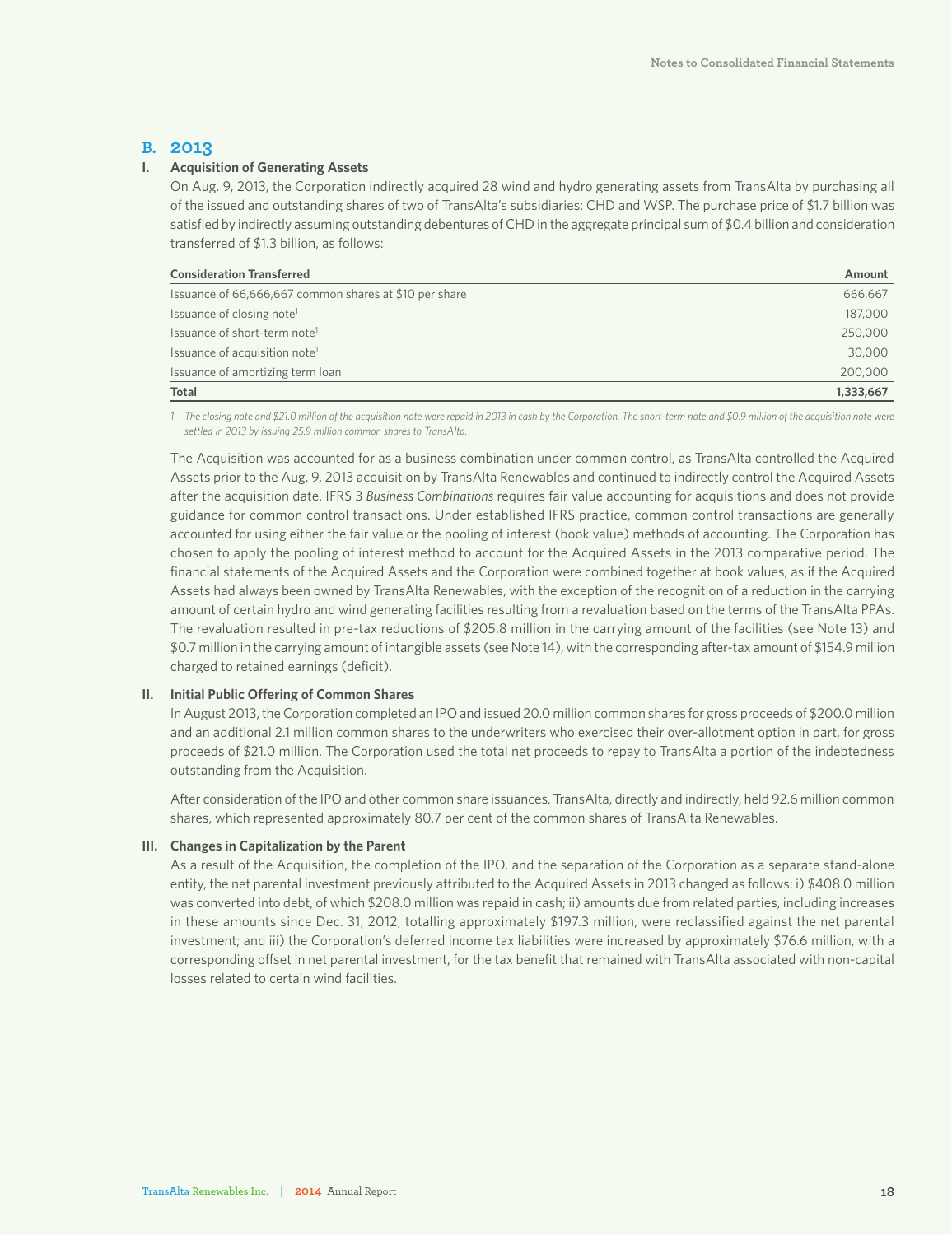## B. 2013

### I. Acquisition of Generating Assets

On Aug. 9, 2013, the Corporation indirectly acquired 28 wind and hydro generating assets from TransAlta by purchasing all of the issued and outstanding shares of two of TransAlta's subsidiaries: CHD and WSP. The purchase price of $1.7 billion was satisfied by indirectly assuming outstanding debentures of CHD in the aggregate principal sum of $0.4 billion and consideration transferred of $1.3 billion, as follows:

| Consideration Transferred | Amount |
|---|---|
| Issuance of 66,666,667 common shares at $10 per share | 666,667 |
| Issuance of closing note[1] | 187,000 |
| Issuance of short-term note[1] | 250,000 |
| Issuance of acquisition note[1] | 30,000 |
| Issuance of amortizing term loan | 200,000 |
| **Total** | **1,333,667** |

*1 The closing note and $21.0 million of the acquisition note were repaid in 2013 in cash by the Corporation. The short-term note and $0.9 million of the acquisition note were settled in 2013 by issuing 25.9 million common shares to TransAlta.*

The Acquisition was accounted for as a business combination under common control, as TransAlta controlled the Acquired Assets prior to the Aug. 9, 2013 acquisition by TransAlta Renewables and continued to indirectly control the Acquired Assets after the acquisition date. IFRS 3 *Business Combinations* requires fair value accounting for acquisitions and does not provide guidance for common control transactions. Under established IFRS practice, common control transactions are generally accounted for using either the fair value or the pooling of interest (book value) methods of accounting. The Corporation has chosen to apply the pooling of interest method to account for the Acquired Assets in the 2013 comparative period. The financial statements of the Acquired Assets and the Corporation were combined together at book values, as if the Acquired Assets had always been owned by TransAlta Renewables, with the exception of the recognition of a reduction in the carrying amount of certain hydro and wind generating facilities resulting from a revaluation based on the terms of the TransAlta PPAs. The revaluation resulted in pre-tax reductions of $205.8 million in the carrying amount of the facilities (see Note 13) and $0.7 million in the carrying amount of intangible assets (see Note 14), with the corresponding after-tax amount of $154.9 million charged to retained earnings (deficit).

### II. Initial Public Offering of Common Shares

In August 2013, the Corporation completed an IPO and issued 20.0 million common shares for gross proceeds of $200.0 million and an additional 2.1 million common shares to the underwriters who exercised their over-allotment option in part, for gross proceeds of $21.0 million. The Corporation used the total net proceeds to repay to TransAlta a portion of the indebtedness outstanding from the Acquisition.

After consideration of the IPO and other common share issuances, TransAlta, directly and indirectly, held 92.6 million common shares, which represented approximately 80.7 per cent of the common shares of TransAlta Renewables.

### III. Changes in Capitalization by the Parent

As a result of the Acquisition, the completion of the IPO, and the separation of the Corporation as a separate stand-alone entity, the net parental investment previously attributed to the Acquired Assets in 2013 changed as follows: i) $408.0 million was converted into debt, of which $208.0 million was repaid in cash; ii) amounts due from related parties, including increases in these amounts since Dec. 31, 2012, totalling approximately $197.3 million, were reclassified against the net parental investment; and iii) the Corporation's deferred income tax liabilities were increased by approximately $76.6 million, with a corresponding offset in net parental investment, for the tax benefit that remained with TransAlta associated with non-capital losses related to certain wind facilities.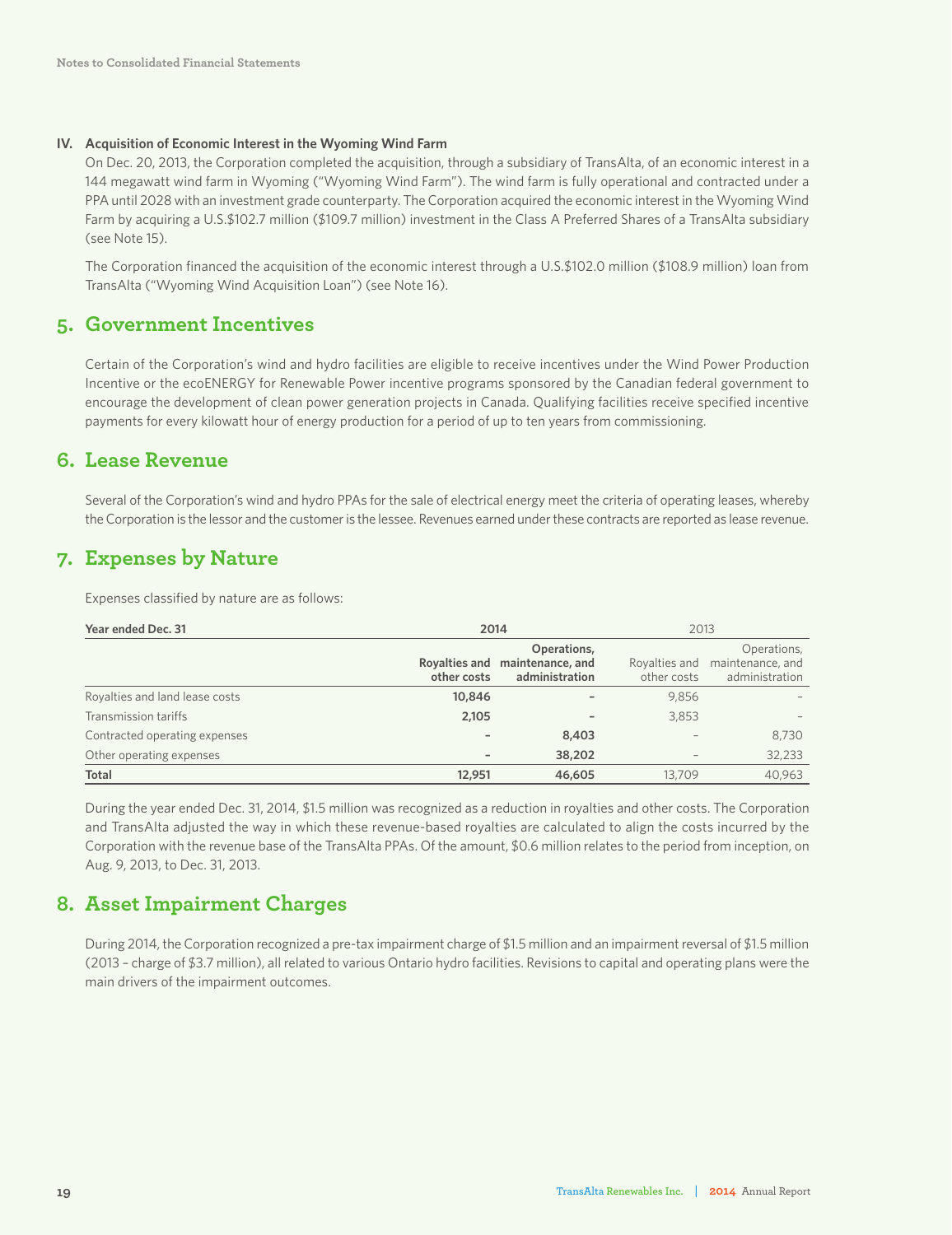**IV. Acquisition of Economic Interest in the Wyoming Wind Farm**

On Dec. 20, 2013, the Corporation completed the acquisition, through a subsidiary of TransAlta, of an economic interest in a 144 megawatt wind farm in Wyoming ("Wyoming Wind Farm"). The wind farm is fully operational and contracted under a PPA until 2028 with an investment grade counterparty. The Corporation acquired the economic interest in the Wyoming Wind Farm by acquiring a U.S.$102.7 million ($109.7 million) investment in the Class A Preferred Shares of a TransAlta subsidiary (see Note 15).

The Corporation financed the acquisition of the economic interest through a U.S.$102.0 million ($108.9 million) loan from TransAlta ("Wyoming Wind Acquisition Loan") (see Note 16).

## 5. Government Incentives

Certain of the Corporation's wind and hydro facilities are eligible to receive incentives under the Wind Power Production Incentive or the ecoENERGY for Renewable Power incentive programs sponsored by the Canadian federal government to encourage the development of clean power generation projects in Canada. Qualifying facilities receive specified incentive payments for every kilowatt hour of energy production for a period of up to ten years from commissioning.

## 6. Lease Revenue

Several of the Corporation's wind and hydro PPAs for the sale of electrical energy meet the criteria of operating leases, whereby the Corporation is the lessor and the customer is the lessee. Revenues earned under these contracts are reported as lease revenue.

## 7. Expenses by Nature

Expenses classified by nature are as follows:

| Year ended Dec. 31 | 2014 | | 2013 | |
|---|---|---|---|---|
| | **Royalties and other costs** | **Operations, maintenance, and administration** | Royalties and other costs | Operations, maintenance, and administration |
| Royalties and land lease costs | **10,846** | **–** | 9,856 | – |
| Transmission tariffs | **2,105** | **–** | 3,853 | – |
| Contracted operating expenses | **–** | **8,403** | – | 8,730 |
| Other operating expenses | **–** | **38,202** | – | 32,233 |
| **Total** | **12,951** | **46,605** | 13,709 | 40,963 |

During the year ended Dec. 31, 2014, $1.5 million was recognized as a reduction in royalties and other costs. The Corporation and TransAlta adjusted the way in which these revenue-based royalties are calculated to align the costs incurred by the Corporation with the revenue base of the TransAlta PPAs. Of the amount, $0.6 million relates to the period from inception, on Aug. 9, 2013, to Dec. 31, 2013.

## 8. Asset Impairment Charges

During 2014, the Corporation recognized a pre-tax impairment charge of $1.5 million and an impairment reversal of $1.5 million (2013 – charge of $3.7 million), all related to various Ontario hydro facilities. Revisions to capital and operating plans were the main drivers of the impairment outcomes.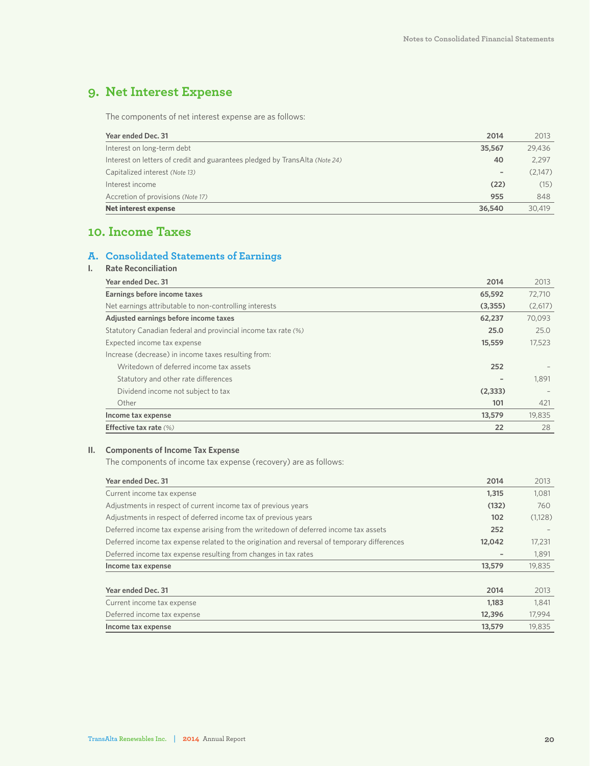## 9. Net Interest Expense

The components of net interest expense are as follows:

| Year ended Dec. 31 | 2014 | 2013 |
|---|---|---|
| Interest on long-term debt | **35,567** | 29,436 |
| Interest on letters of credit and guarantees pledged by TransAlta *(Note 24)* | **40** | 2,297 |
| Capitalized interest *(Note 13)* | **–** | (2,147) |
| Interest income | **(22)** | (15) |
| Accretion of provisions *(Note 17)* | **955** | 848 |
| **Net interest expense** | **36,540** | 30,419 |

## 10. Income Taxes

### A. Consolidated Statements of Earnings

#### I. Rate Reconciliation

| Year ended Dec. 31 | 2014 | 2013 |
|---|---|---|
| **Earnings before income taxes** | **65,592** | 72,710 |
| Net earnings attributable to non-controlling interests | **(3,355)** | (2,617) |
| **Adjusted earnings before income taxes** | **62,237** | 70,093 |
| Statutory Canadian federal and provincial income tax rate *(%)* | **25.0** | 25.0 |
| Expected income tax expense | **15,559** | 17,523 |
| Increase (decrease) in income taxes resulting from: | | |
| Writedown of deferred income tax assets | **252** | – |
| Statutory and other rate differences | **–** | 1,891 |
| Dividend income not subject to tax | **(2,333)** | – |
| Other | **101** | 421 |
| **Income tax expense** | **13,579** | 19,835 |
| **Effective tax rate** *(%)* | **22** | 28 |

#### II. Components of Income Tax Expense

The components of income tax expense (recovery) are as follows:

| Year ended Dec. 31 | 2014 | 2013 |
|---|---|---|
| Current income tax expense | **1,315** | 1,081 |
| Adjustments in respect of current income tax of previous years | **(132)** | 760 |
| Adjustments in respect of deferred income tax of previous years | **102** | (1,128) |
| Deferred income tax expense arising from the writedown of deferred income tax assets | **252** | – |
| Deferred income tax expense related to the origination and reversal of temporary differences | **12,042** | 17,231 |
| Deferred income tax expense resulting from changes in tax rates | **–** | 1,891 |
| **Income tax expense** | **13,579** | 19,835 |

| Year ended Dec. 31 | 2014 | 2013 |
|---|---|---|
| Current income tax expense | **1,183** | 1,841 |
| Deferred income tax expense | **12,396** | 17,994 |
| **Income tax expense** | **13,579** | 19,835 |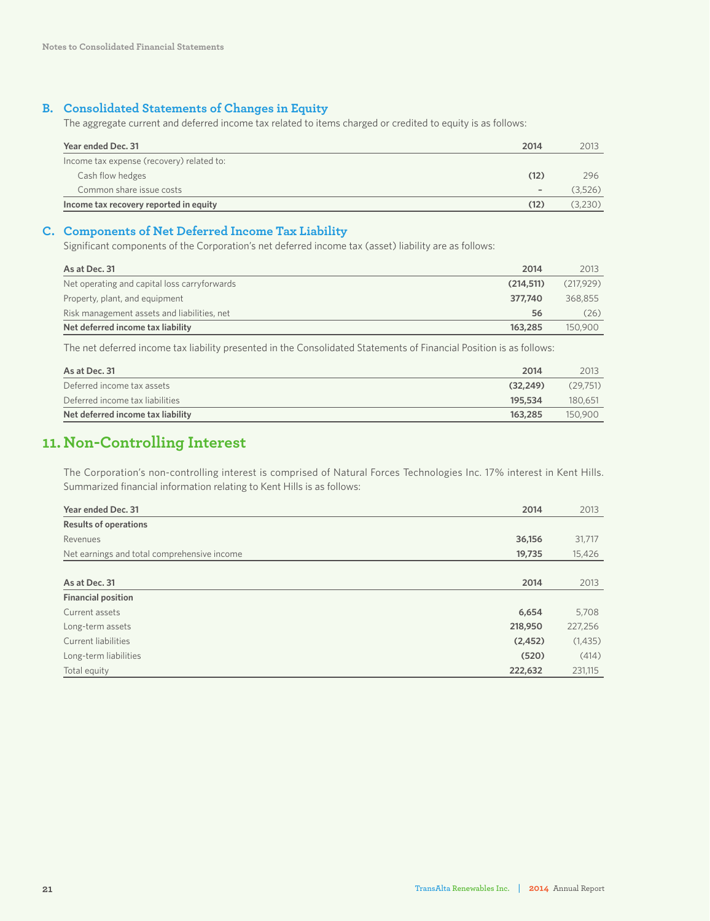### B. Consolidated Statements of Changes in Equity

The aggregate current and deferred income tax related to items charged or credited to equity is as follows:

| Year ended Dec. 31 | 2014 | 2013 |
|---|---|---|
| Income tax expense (recovery) related to: | | |
| Cash flow hedges | **(12)** | 296 |
| Common share issue costs | **-** | (3,526) |
| **Income tax recovery reported in equity** | **(12)** | (3,230) |

### C. Components of Net Deferred Income Tax Liability

Significant components of the Corporation's net deferred income tax (asset) liability are as follows:

| As at Dec. 31 | 2014 | 2013 |
|---|---|---|
| Net operating and capital loss carryforwards | **(214,511)** | (217,929) |
| Property, plant, and equipment | **377,740** | 368,855 |
| Risk management assets and liabilities, net | **56** | (26) |
| **Net deferred income tax liability** | **163,285** | 150,900 |

The net deferred income tax liability presented in the Consolidated Statements of Financial Position is as follows:

| As at Dec. 31 | 2014 | 2013 |
|---|---|---|
| Deferred income tax assets | **(32,249)** | (29,751) |
| Deferred income tax liabilities | **195,534** | 180,651 |
| **Net deferred income tax liability** | **163,285** | 150,900 |

## 11. Non-Controlling Interest

The Corporation's non-controlling interest is comprised of Natural Forces Technologies Inc. 17% interest in Kent Hills. Summarized financial information relating to Kent Hills is as follows:

| Year ended Dec. 31 | 2014 | 2013 |
|---|---|---|
| **Results of operations** | | |
| Revenues | **36,156** | 31,717 |
| Net earnings and total comprehensive income | **19,735** | 15,426 |

| As at Dec. 31 | 2014 | 2013 |
|---|---|---|
| **Financial position** | | |
| Current assets | **6,654** | 5,708 |
| Long-term assets | **218,950** | 227,256 |
| Current liabilities | **(2,452)** | (1,435) |
| Long-term liabilities | **(520)** | (414) |
| Total equity | **222,632** | 231,115 |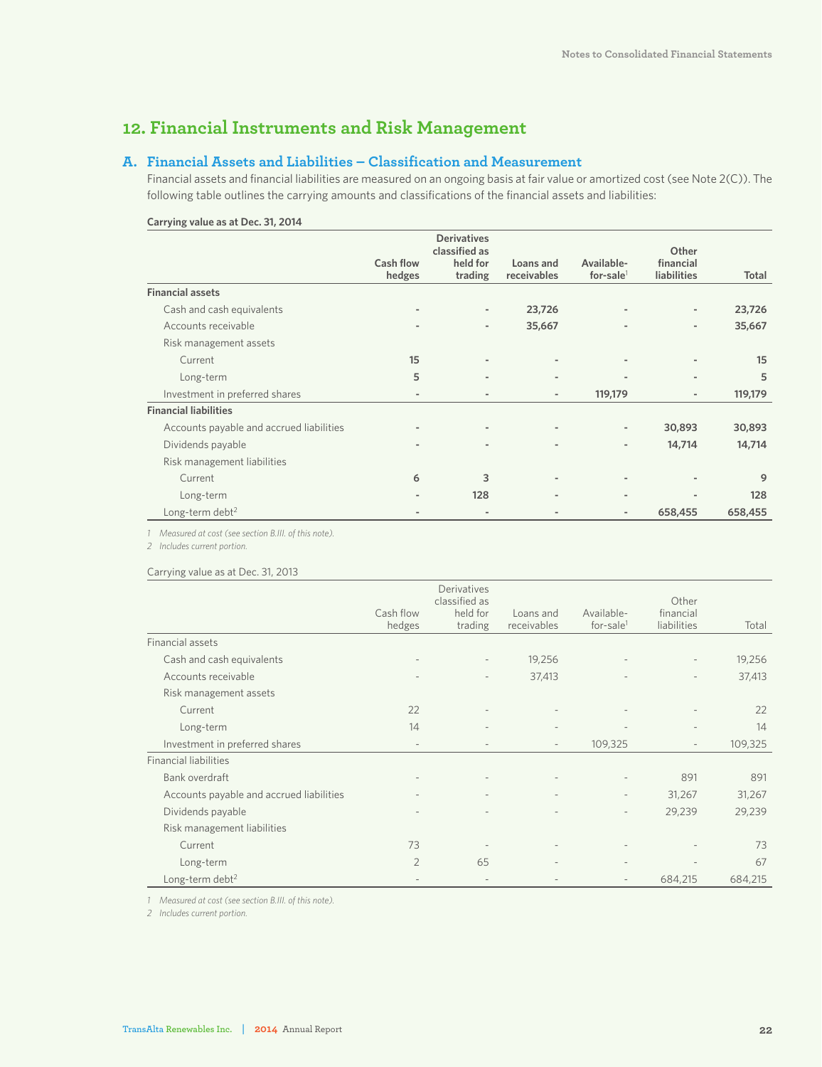# 12. Financial Instruments and Risk Management

## A. Financial Assets and Liabilities – Classification and Measurement

Financial assets and financial liabilities are measured on an ongoing basis at fair value or amortized cost (see Note 2(C)). The following table outlines the carrying amounts and classifications of the financial assets and liabilities:

**Carrying value as at Dec. 31, 2014**

| | Cash flow hedges | Derivatives classified as held for trading | Loans and receivables | Available-for-sale[1] | Other financial liabilities | Total |
|---|---|---|---|---|---|---|
| **Financial assets** | | | | | | |
| Cash and cash equivalents | - | - | **23,726** | - | - | **23,726** |
| Accounts receivable | - | - | **35,667** | - | - | **35,667** |
| Risk management assets | | | | | | |
| Current | **15** | - | - | - | - | **15** |
| Long-term | **5** | - | - | - | - | **5** |
| Investment in preferred shares | - | - | - | **119,179** | - | **119,179** |
| **Financial liabilities** | | | | | | |
| Accounts payable and accrued liabilities | - | - | - | - | **30,893** | **30,893** |
| Dividends payable | - | - | - | - | **14,714** | **14,714** |
| Risk management liabilities | | | | | | |
| Current | **6** | **3** | - | - | - | **9** |
| Long-term | - | **128** | - | - | - | **128** |
| Long-term debt[2] | - | - | - | - | **658,455** | **658,455** |

*1 Measured at cost (see section B.III. of this note).*

*2 Includes current portion.*

Carrying value as at Dec. 31, 2013

| | Cash flow hedges | Derivatives classified as held for trading | Loans and receivables | Available-for-sale[1] | Other financial liabilities | Total |
|---|---|---|---|---|---|---|
| Financial assets | | | | | | |
| Cash and cash equivalents | - | - | 19,256 | - | - | 19,256 |
| Accounts receivable | - | - | 37,413 | - | - | 37,413 |
| Risk management assets | | | | | | |
| Current | 22 | - | - | - | - | 22 |
| Long-term | 14 | - | - | - | - | 14 |
| Investment in preferred shares | - | - | - | 109,325 | - | 109,325 |
| Financial liabilities | | | | | | |
| Bank overdraft | - | - | - | - | 891 | 891 |
| Accounts payable and accrued liabilities | - | - | - | - | 31,267 | 31,267 |
| Dividends payable | - | - | - | - | 29,239 | 29,239 |
| Risk management liabilities | | | | | | |
| Current | 73 | - | - | - | - | 73 |
| Long-term | 2 | 65 | - | - | - | 67 |
| Long-term debt[2] | - | - | - | - | 684,215 | 684,215 |

*1 Measured at cost (see section B.III. of this note).*

*2 Includes current portion.*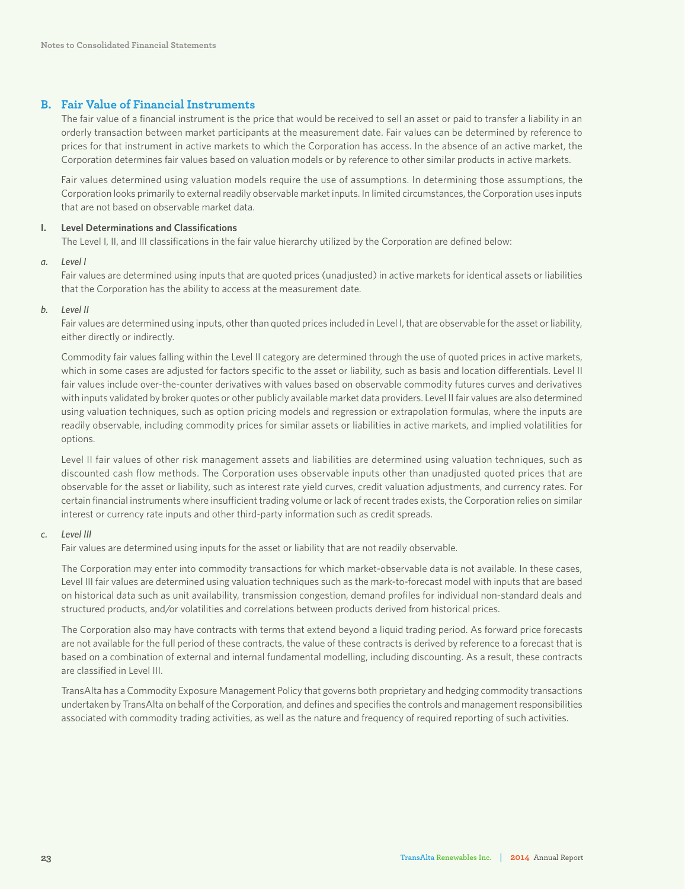## B. Fair Value of Financial Instruments

The fair value of a financial instrument is the price that would be received to sell an asset or paid to transfer a liability in an orderly transaction between market participants at the measurement date. Fair values can be determined by reference to prices for that instrument in active markets to which the Corporation has access. In the absence of an active market, the Corporation determines fair values based on valuation models or by reference to other similar products in active markets.

Fair values determined using valuation models require the use of assumptions. In determining those assumptions, the Corporation looks primarily to external readily observable market inputs. In limited circumstances, the Corporation uses inputs that are not based on observable market data.

### I. Level Determinations and Classifications

The Level I, II, and III classifications in the fair value hierarchy utilized by the Corporation are defined below:

*a. Level I*

Fair values are determined using inputs that are quoted prices (unadjusted) in active markets for identical assets or liabilities that the Corporation has the ability to access at the measurement date.

*b. Level II*

Fair values are determined using inputs, other than quoted prices included in Level I, that are observable for the asset or liability, either directly or indirectly.

Commodity fair values falling within the Level II category are determined through the use of quoted prices in active markets, which in some cases are adjusted for factors specific to the asset or liability, such as basis and location differentials. Level II fair values include over-the-counter derivatives with values based on observable commodity futures curves and derivatives with inputs validated by broker quotes or other publicly available market data providers. Level II fair values are also determined using valuation techniques, such as option pricing models and regression or extrapolation formulas, where the inputs are readily observable, including commodity prices for similar assets or liabilities in active markets, and implied volatilities for options.

Level II fair values of other risk management assets and liabilities are determined using valuation techniques, such as discounted cash flow methods. The Corporation uses observable inputs other than unadjusted quoted prices that are observable for the asset or liability, such as interest rate yield curves, credit valuation adjustments, and currency rates. For certain financial instruments where insufficient trading volume or lack of recent trades exists, the Corporation relies on similar interest or currency rate inputs and other third-party information such as credit spreads.

*c. Level III*

Fair values are determined using inputs for the asset or liability that are not readily observable.

The Corporation may enter into commodity transactions for which market-observable data is not available. In these cases, Level III fair values are determined using valuation techniques such as the mark-to-forecast model with inputs that are based on historical data such as unit availability, transmission congestion, demand profiles for individual non-standard deals and structured products, and/or volatilities and correlations between products derived from historical prices.

The Corporation also may have contracts with terms that extend beyond a liquid trading period. As forward price forecasts are not available for the full period of these contracts, the value of these contracts is derived by reference to a forecast that is based on a combination of external and internal fundamental modelling, including discounting. As a result, these contracts are classified in Level III.

TransAlta has a Commodity Exposure Management Policy that governs both proprietary and hedging commodity transactions undertaken by TransAlta on behalf of the Corporation, and defines and specifies the controls and management responsibilities associated with commodity trading activities, as well as the nature and frequency of required reporting of such activities.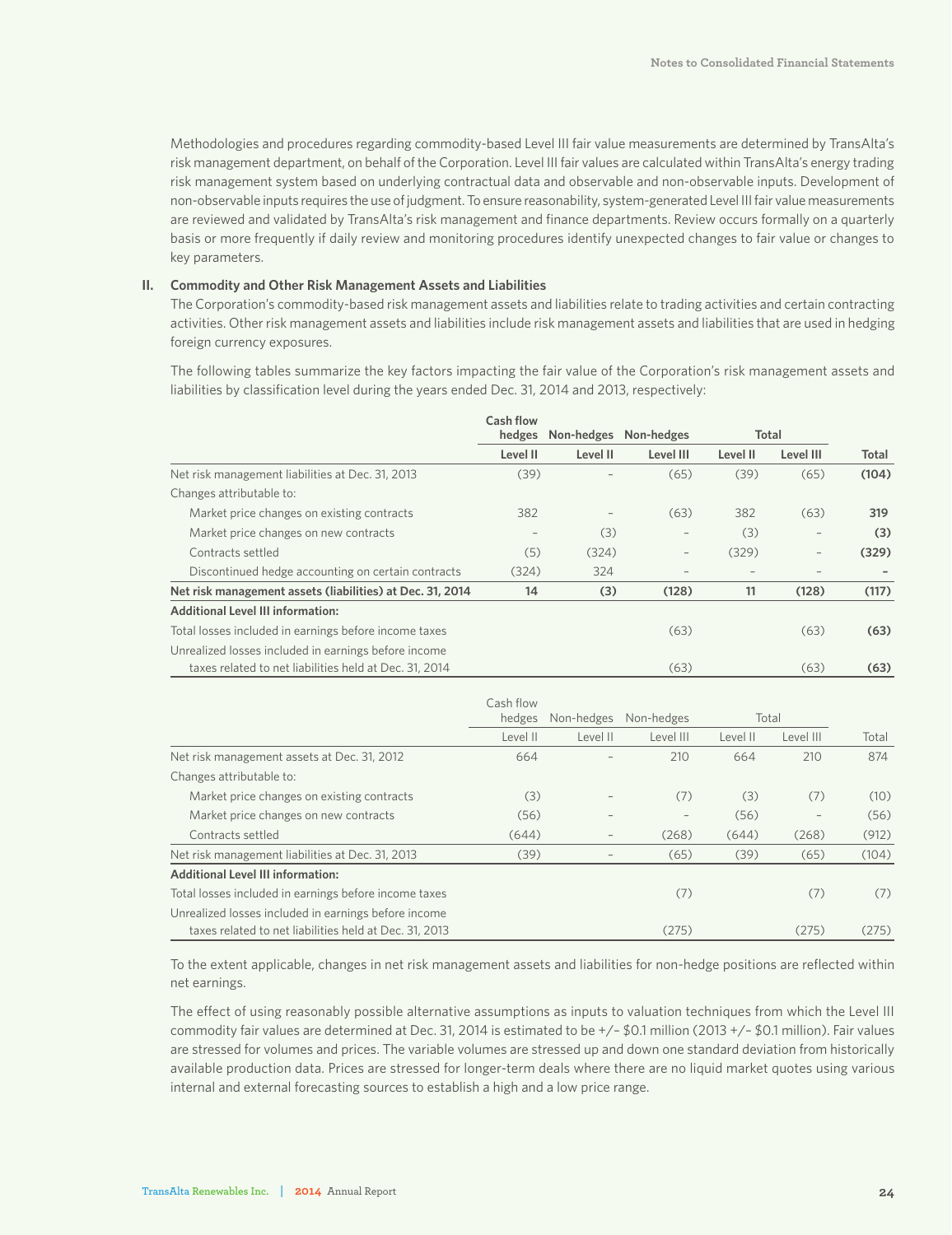Methodologies and procedures regarding commodity-based Level III fair value measurements are determined by TransAlta's risk management department, on behalf of the Corporation. Level III fair values are calculated within TransAlta's energy trading risk management system based on underlying contractual data and observable and non-observable inputs. Development of non-observable inputs requires the use of judgment. To ensure reasonability, system-generated Level III fair value measurements are reviewed and validated by TransAlta's risk management and finance departments. Review occurs formally on a quarterly basis or more frequently if daily review and monitoring procedures identify unexpected changes to fair value or changes to key parameters.

**II. Commodity and Other Risk Management Assets and Liabilities**

The Corporation's commodity-based risk management assets and liabilities relate to trading activities and certain contracting activities. Other risk management assets and liabilities include risk management assets and liabilities that are used in hedging foreign currency exposures.

The following tables summarize the key factors impacting the fair value of the Corporation's risk management assets and liabilities by classification level during the years ended Dec. 31, 2014 and 2013, respectively:

| | Cash flow hedges | Non-hedges | Non-hedges | Total | | |
|---|---|---|---|---|---|---|
| | Level II | Level II | Level III | Level II | Level III | Total |
| Net risk management liabilities at Dec. 31, 2013 | (39) | – | (65) | (39) | (65) | **(104)** |
| Changes attributable to: | | | | | | |
| Market price changes on existing contracts | 382 | – | (63) | 382 | (63) | **319** |
| Market price changes on new contracts | – | (3) | – | (3) | – | **(3)** |
| Contracts settled | (5) | (324) | – | (329) | – | **(329)** |
| Discontinued hedge accounting on certain contracts | (324) | 324 | – | – | – | **–** |
| **Net risk management assets (liabilities) at Dec. 31, 2014** | **14** | **(3)** | **(128)** | **11** | **(128)** | **(117)** |
| **Additional Level III information:** | | | | | | |
| Total losses included in earnings before income taxes | | | (63) | | (63) | **(63)** |
| Unrealized losses included in earnings before income taxes related to net liabilities held at Dec. 31, 2014 | | | (63) | | (63) | **(63)** |

| | Cash flow hedges | Non-hedges | Non-hedges | Total | | |
|---|---|---|---|---|---|---|
| | Level II | Level II | Level III | Level II | Level III | Total |
| Net risk management assets at Dec. 31, 2012 | 664 | – | 210 | 664 | 210 | 874 |
| Changes attributable to: | | | | | | |
| Market price changes on existing contracts | (3) | – | (7) | (3) | (7) | (10) |
| Market price changes on new contracts | (56) | – | – | (56) | – | (56) |
| Contracts settled | (644) | – | (268) | (644) | (268) | (912) |
| Net risk management liabilities at Dec. 31, 2013 | (39) | – | (65) | (39) | (65) | (104) |
| **Additional Level III information:** | | | | | | |
| Total losses included in earnings before income taxes | | | (7) | | (7) | (7) |
| Unrealized losses included in earnings before income taxes related to net liabilities held at Dec. 31, 2013 | | | (275) | | (275) | (275) |

To the extent applicable, changes in net risk management assets and liabilities for non-hedge positions are reflected within net earnings.

The effect of using reasonably possible alternative assumptions as inputs to valuation techniques from which the Level III commodity fair values are determined at Dec. 31, 2014 is estimated to be +/– $0.1 million (2013 +/– $0.1 million). Fair values are stressed for volumes and prices. The variable volumes are stressed up and down one standard deviation from historically available production data. Prices are stressed for longer-term deals where there are no liquid market quotes using various internal and external forecasting sources to establish a high and a low price range.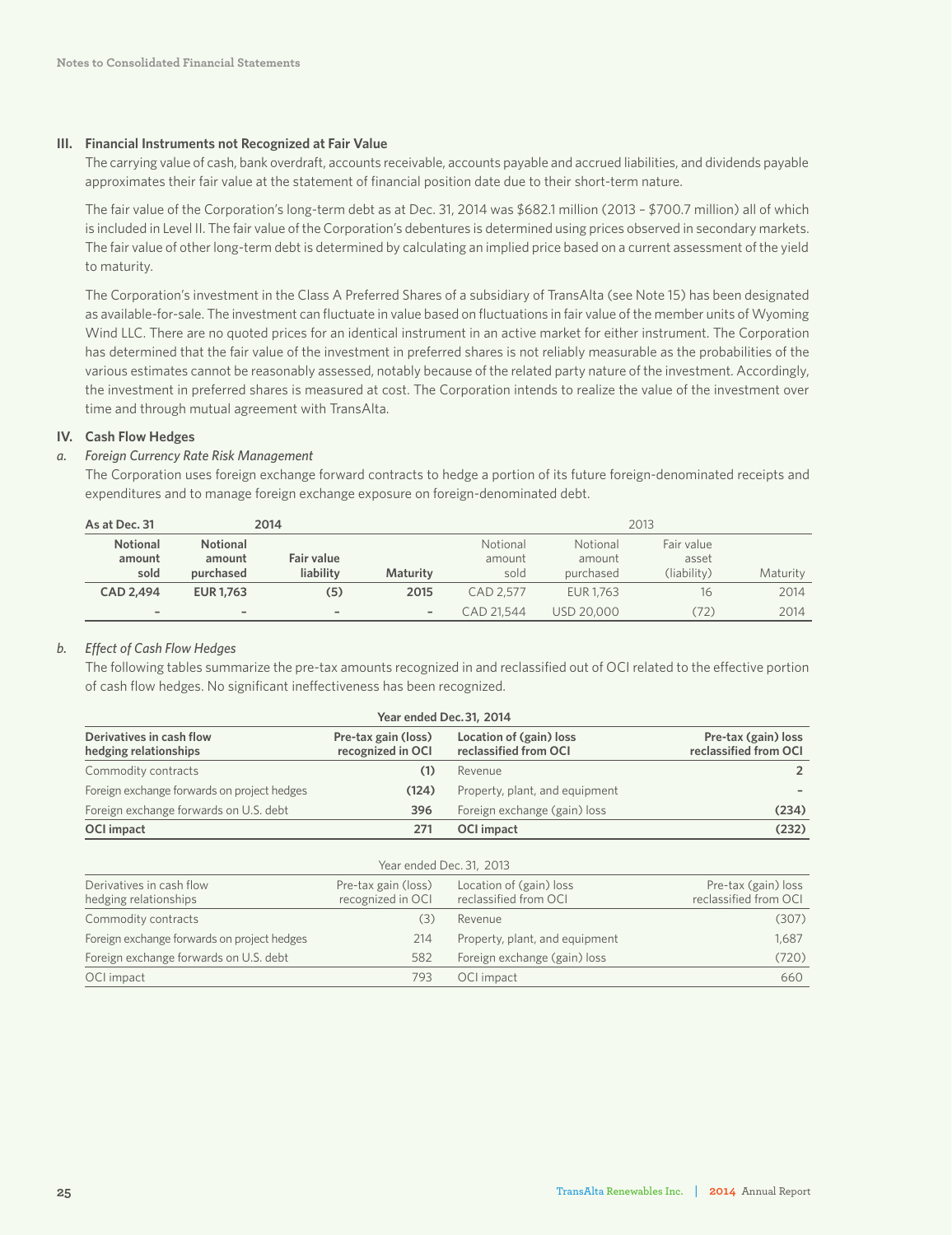### III. Financial Instruments not Recognized at Fair Value

The carrying value of cash, bank overdraft, accounts receivable, accounts payable and accrued liabilities, and dividends payable approximates their fair value at the statement of financial position date due to their short-term nature.

The fair value of the Corporation's long-term debt as at Dec. 31, 2014 was $682.1 million (2013 – $700.7 million) all of which is included in Level II. The fair value of the Corporation's debentures is determined using prices observed in secondary markets. The fair value of other long-term debt is determined by calculating an implied price based on a current assessment of the yield to maturity.

The Corporation's investment in the Class A Preferred Shares of a subsidiary of TransAlta (see Note 15) has been designated as available-for-sale. The investment can fluctuate in value based on fluctuations in fair value of the member units of Wyoming Wind LLC. There are no quoted prices for an identical instrument in an active market for either instrument. The Corporation has determined that the fair value of the investment in preferred shares is not reliably measurable as the probabilities of the various estimates cannot be reasonably assessed, notably because of the related party nature of the investment. Accordingly, the investment in preferred shares is measured at cost. The Corporation intends to realize the value of the investment over time and through mutual agreement with TransAlta.

### IV. Cash Flow Hedges

*a. Foreign Currency Rate Risk Management*

The Corporation uses foreign exchange forward contracts to hedge a portion of its future foreign-denominated receipts and expenditures and to manage foreign exchange exposure on foreign-denominated debt.

| As at Dec. 31 | 2014 | | | 2013 | | | |
|---|---|---|---|---|---|---|---|
| Notional amount sold | Notional amount purchased | Fair value liability | Maturity | Notional amount sold | Notional amount purchased | Fair value asset (liability) | Maturity |
| **CAD 2,494** | **EUR 1,763** | **(5)** | **2015** | CAD 2,577 | EUR 1,763 | 16 | 2014 |
| - | - | - | - | CAD 21,544 | USD 20,000 | (72) | 2014 |

*b. Effect of Cash Flow Hedges*

The following tables summarize the pre-tax amounts recognized in and reclassified out of OCI related to the effective portion of cash flow hedges. No significant ineffectiveness has been recognized.

**Year ended Dec. 31, 2014**

| Derivatives in cash flow hedging relationships | Pre-tax gain (loss) recognized in OCI | Location of (gain) loss reclassified from OCI | Pre-tax (gain) loss reclassified from OCI |
|---|---|---|---|
| Commodity contracts | (1) | Revenue | 2 |
| Foreign exchange forwards on project hedges | (124) | Property, plant, and equipment | - |
| Foreign exchange forwards on U.S. debt | 396 | Foreign exchange (gain) loss | (234) |
| **OCI impact** | **271** | **OCI impact** | **(232)** |

Year ended Dec. 31, 2013

| Derivatives in cash flow hedging relationships | Pre-tax gain (loss) recognized in OCI | Location of (gain) loss reclassified from OCI | Pre-tax (gain) loss reclassified from OCI |
|---|---|---|---|
| Commodity contracts | (3) | Revenue | (307) |
| Foreign exchange forwards on project hedges | 214 | Property, plant, and equipment | 1,687 |
| Foreign exchange forwards on U.S. debt | 582 | Foreign exchange (gain) loss | (720) |
| OCI impact | 793 | OCI impact | 660 |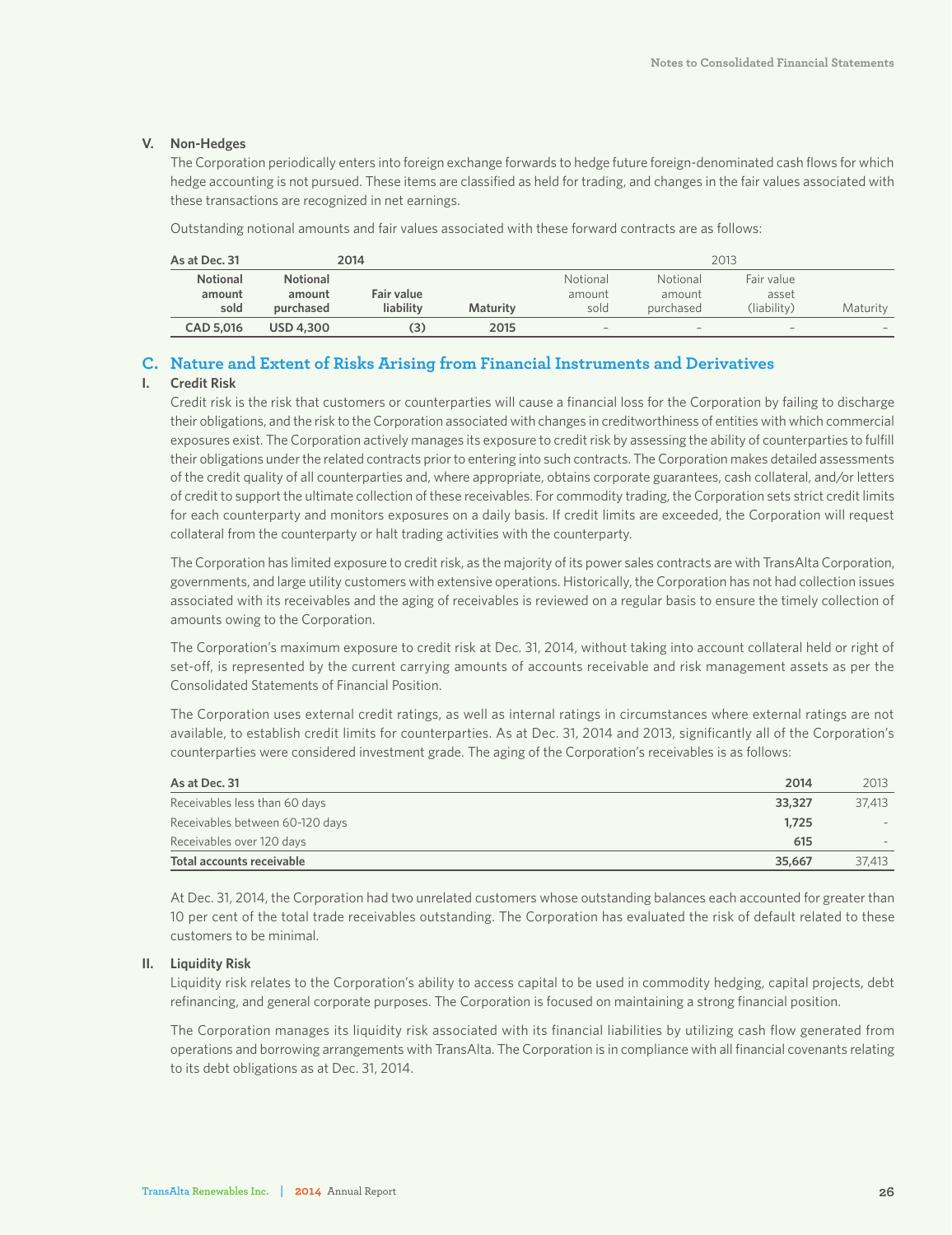### V. Non-Hedges

The Corporation periodically enters into foreign exchange forwards to hedge future foreign-denominated cash flows for which hedge accounting is not pursued. These items are classified as held for trading, and changes in the fair values associated with these transactions are recognized in net earnings.

Outstanding notional amounts and fair values associated with these forward contracts are as follows:

| As at Dec. 31 | 2014 | | | 2013 | | | |
|---|---|---|---|---|---|---|---|
| **Notional amount sold** | **Notional amount purchased** | **Fair value liability** | **Maturity** | Notional amount sold | Notional amount purchased | Fair value asset (liability) | Maturity |
| **CAD 5,016** | **USD 4,300** | **(3)** | **2015** | – | – | – | – |

## C. Nature and Extent of Risks Arising from Financial Instruments and Derivatives

### I. Credit Risk

Credit risk is the risk that customers or counterparties will cause a financial loss for the Corporation by failing to discharge their obligations, and the risk to the Corporation associated with changes in creditworthiness of entities with which commercial exposures exist. The Corporation actively manages its exposure to credit risk by assessing the ability of counterparties to fulfill their obligations under the related contracts prior to entering into such contracts. The Corporation makes detailed assessments of the credit quality of all counterparties and, where appropriate, obtains corporate guarantees, cash collateral, and/or letters of credit to support the ultimate collection of these receivables. For commodity trading, the Corporation sets strict credit limits for each counterparty and monitors exposures on a daily basis. If credit limits are exceeded, the Corporation will request collateral from the counterparty or halt trading activities with the counterparty.

The Corporation has limited exposure to credit risk, as the majority of its power sales contracts are with TransAlta Corporation, governments, and large utility customers with extensive operations. Historically, the Corporation has not had collection issues associated with its receivables and the aging of receivables is reviewed on a regular basis to ensure the timely collection of amounts owing to the Corporation.

The Corporation's maximum exposure to credit risk at Dec. 31, 2014, without taking into account collateral held or right of set-off, is represented by the current carrying amounts of accounts receivable and risk management assets as per the Consolidated Statements of Financial Position.

The Corporation uses external credit ratings, as well as internal ratings in circumstances where external ratings are not available, to establish credit limits for counterparties. As at Dec. 31, 2014 and 2013, significantly all of the Corporation's counterparties were considered investment grade. The aging of the Corporation's receivables is as follows:

| As at Dec. 31 | 2014 | 2013 |
|---|---|---|
| Receivables less than 60 days | **33,327** | 37,413 |
| Receivables between 60-120 days | **1,725** | - |
| Receivables over 120 days | **615** | - |
| **Total accounts receivable** | **35,667** | 37,413 |

At Dec. 31, 2014, the Corporation had two unrelated customers whose outstanding balances each accounted for greater than 10 per cent of the total trade receivables outstanding. The Corporation has evaluated the risk of default related to these customers to be minimal.

### II. Liquidity Risk

Liquidity risk relates to the Corporation's ability to access capital to be used in commodity hedging, capital projects, debt refinancing, and general corporate purposes. The Corporation is focused on maintaining a strong financial position.

The Corporation manages its liquidity risk associated with its financial liabilities by utilizing cash flow generated from operations and borrowing arrangements with TransAlta. The Corporation is in compliance with all financial covenants relating to its debt obligations as at Dec. 31, 2014.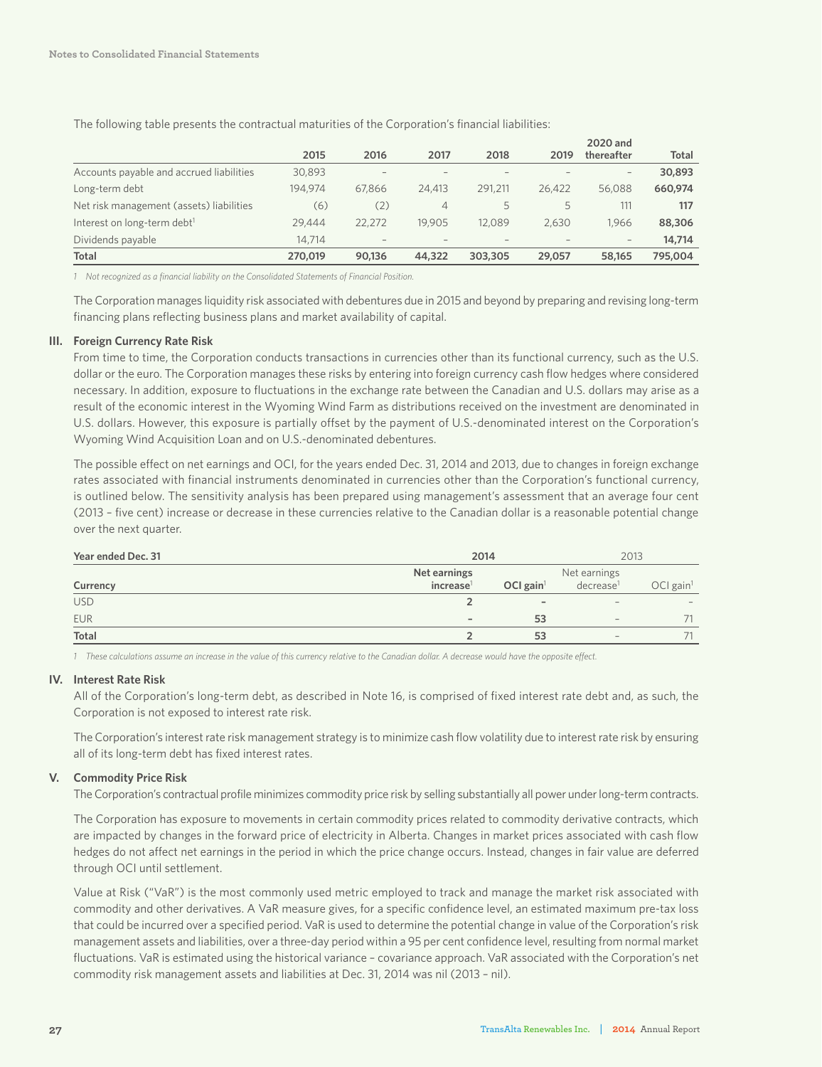The following table presents the contractual maturities of the Corporation's financial liabilities:

| | 2015 | 2016 | 2017 | 2018 | 2019 | 2020 and thereafter | Total |
|---|---|---|---|---|---|---|---|
| Accounts payable and accrued liabilities | 30,893 | – | – | – | – | – | **30,893** |
| Long-term debt | 194,974 | 67,866 | 24,413 | 291,211 | 26,422 | 56,088 | **660,974** |
| Net risk management (assets) liabilities | (6) | (2) | 4 | 5 | 5 | 111 | **117** |
| Interest on long-term debt[1] | 29,444 | 22,272 | 19,905 | 12,089 | 2,630 | 1,966 | **88,306** |
| Dividends payable | 14,714 | – | – | – | – | – | **14,714** |
| **Total** | **270,019** | **90,136** | **44,322** | **303,305** | **29,057** | **58,165** | **795,004** |

*1 Not recognized as a financial liability on the Consolidated Statements of Financial Position.*

The Corporation manages liquidity risk associated with debentures due in 2015 and beyond by preparing and revising long-term financing plans reflecting business plans and market availability of capital.

### III. Foreign Currency Rate Risk

From time to time, the Corporation conducts transactions in currencies other than its functional currency, such as the U.S. dollar or the euro. The Corporation manages these risks by entering into foreign currency cash flow hedges where considered necessary. In addition, exposure to fluctuations in the exchange rate between the Canadian and U.S. dollars may arise as a result of the economic interest in the Wyoming Wind Farm as distributions received on the investment are denominated in U.S. dollars. However, this exposure is partially offset by the payment of U.S.-denominated interest on the Corporation's Wyoming Wind Acquisition Loan and on U.S.-denominated debentures.

The possible effect on net earnings and OCI, for the years ended Dec. 31, 2014 and 2013, due to changes in foreign exchange rates associated with financial instruments denominated in currencies other than the Corporation's functional currency, is outlined below. The sensitivity analysis has been prepared using management's assessment that an average four cent (2013 – five cent) increase or decrease in these currencies relative to the Canadian dollar is a reasonable potential change over the next quarter.

| Year ended Dec. 31 | 2014 | | 2013 | |
|---|---|---|---|---|
| Currency | Net earnings increase[1] | OCI gain[1] | Net earnings decrease[1] | OCI gain[1] |
| USD | 2 | – | – | – |
| EUR | – | 53 | – | 71 |
| **Total** | **2** | **53** | – | 71 |

*1 These calculations assume an increase in the value of this currency relative to the Canadian dollar. A decrease would have the opposite effect.*

### IV. Interest Rate Risk

All of the Corporation's long-term debt, as described in Note 16, is comprised of fixed interest rate debt and, as such, the Corporation is not exposed to interest rate risk.

The Corporation's interest rate risk management strategy is to minimize cash flow volatility due to interest rate risk by ensuring all of its long-term debt has fixed interest rates.

### V. Commodity Price Risk

The Corporation's contractual profile minimizes commodity price risk by selling substantially all power under long-term contracts.

The Corporation has exposure to movements in certain commodity prices related to commodity derivative contracts, which are impacted by changes in the forward price of electricity in Alberta. Changes in market prices associated with cash flow hedges do not affect net earnings in the period in which the price change occurs. Instead, changes in fair value are deferred through OCI until settlement.

Value at Risk ("VaR") is the most commonly used metric employed to track and manage the market risk associated with commodity and other derivatives. A VaR measure gives, for a specific confidence level, an estimated maximum pre-tax loss that could be incurred over a specified period. VaR is used to determine the potential change in value of the Corporation's risk management assets and liabilities, over a three-day period within a 95 per cent confidence level, resulting from normal market fluctuations. VaR is estimated using the historical variance – covariance approach. VaR associated with the Corporation's net commodity risk management assets and liabilities at Dec. 31, 2014 was nil (2013 – nil).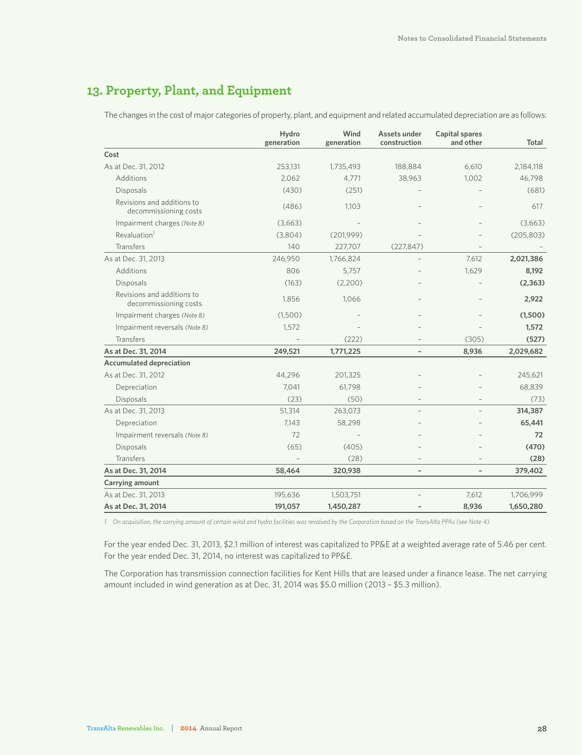## 13. Property, Plant, and Equipment

The changes in the cost of major categories of property, plant, and equipment and related accumulated depreciation are as follows:

| | Hydro generation | Wind generation | Assets under construction | Capital spares and other | Total |
|---|---|---|---|---|---|
| **Cost** | | | | | |
| As at Dec. 31, 2012 | 253,131 | 1,735,493 | 188,884 | 6,610 | 2,184,118 |
| Additions | 2,062 | 4,771 | 38,963 | 1,002 | 46,798 |
| Disposals | (430) | (251) | – | – | (681) |
| Revisions and additions to decommissioning costs | (486) | 1,103 | – | – | 617 |
| Impairment charges *(Note 8)* | (3,663) | – | – | – | (3,663) |
| Revaluation[1] | (3,804) | (201,999) | – | – | (205,803) |
| Transfers | 140 | 227,707 | (227,847) | – | – |
| As at Dec. 31, 2013 | 246,950 | 1,766,824 | – | 7,612 | **2,021,386** |
| Additions | 806 | 5,757 | – | 1,629 | **8,192** |
| Disposals | (163) | (2,200) | – | – | **(2,363)** |
| Revisions and additions to decommissioning costs | 1,856 | 1,066 | – | – | **2,922** |
| Impairment charges *(Note 8)* | (1,500) | – | – | – | **(1,500)** |
| Impairment reversals *(Note 8)* | 1,572 | – | – | – | **1,572** |
| Transfers | – | (222) | – | (305) | **(527)** |
| **As at Dec. 31, 2014** | **249,521** | **1,771,225** | **–** | **8,936** | **2,029,682** |
| **Accumulated depreciation** | | | | | |
| As at Dec. 31, 2012 | 44,296 | 201,325 | – | – | 245,621 |
| Depreciation | 7,041 | 61,798 | – | – | 68,839 |
| Disposals | (23) | (50) | – | – | (73) |
| As at Dec. 31, 2013 | 51,314 | 263,073 | – | – | **314,387** |
| Depreciation | 7,143 | 58,298 | – | – | **65,441** |
| Impairment reversals *(Note 8)* | 72 | – | – | – | **72** |
| Disposals | (65) | (405) | – | – | **(470)** |
| Transfers | – | (28) | – | – | **(28)** |
| **As at Dec. 31, 2014** | **58,464** | **320,938** | **–** | **–** | **379,402** |
| **Carrying amount** | | | | | |
| As at Dec. 31, 2013 | 195,636 | 1,503,751 | – | 7,612 | 1,706,999 |
| **As at Dec. 31, 2014** | **191,057** | **1,450,287** | **–** | **8,936** | **1,650,280** |

*1 On acquisition, the carrying amount of certain wind and hydro facilities was revalued by the Corporation based on the TransAlta PPAs (see Note 4).*

For the year ended Dec. 31, 2013, $2.1 million of interest was capitalized to PP&E at a weighted average rate of 5.46 per cent. For the year ended Dec. 31, 2014, no interest was capitalized to PP&E.

The Corporation has transmission connection facilities for Kent Hills that are leased under a finance lease. The net carrying amount included in wind generation as at Dec. 31, 2014 was $5.0 million (2013 – $5.3 million).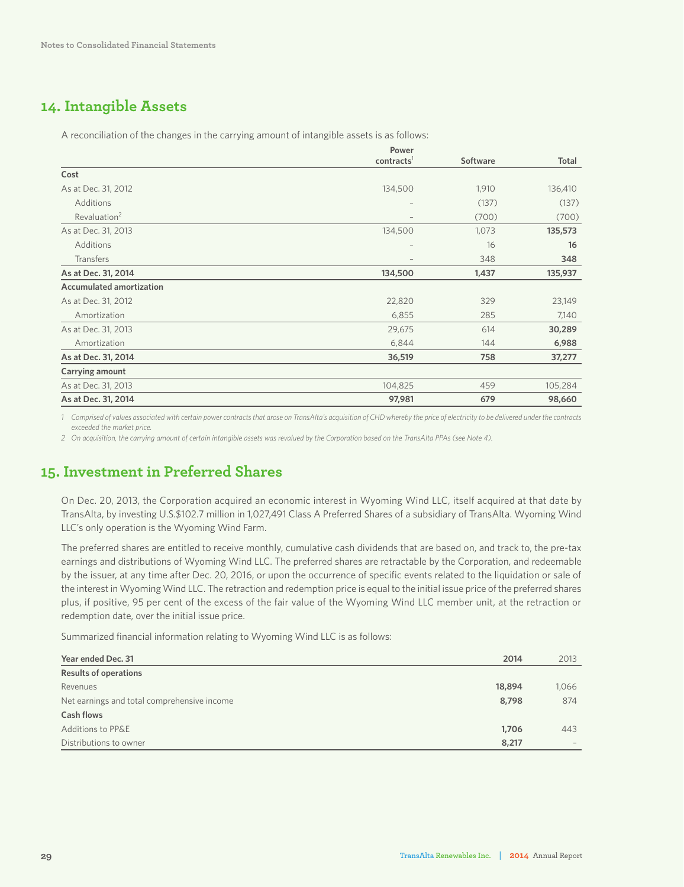## 14. Intangible Assets

A reconciliation of the changes in the carrying amount of intangible assets is as follows:

| | Power contracts[1] | Software | Total |
|---|---|---|---|
| **Cost** | | | |
| As at Dec. 31, 2012 | 134,500 | 1,910 | 136,410 |
| Additions | – | (137) | (137) |
| Revaluation[2] | – | (700) | (700) |
| As at Dec. 31, 2013 | 134,500 | 1,073 | **135,573** |
| Additions | – | 16 | **16** |
| Transfers | – | 348 | **348** |
| **As at Dec. 31, 2014** | **134,500** | **1,437** | **135,937** |
| **Accumulated amortization** | | | |
| As at Dec. 31, 2012 | 22,820 | 329 | 23,149 |
| Amortization | 6,855 | 285 | 7,140 |
| As at Dec. 31, 2013 | 29,675 | 614 | **30,289** |
| Amortization | 6,844 | 144 | **6,988** |
| **As at Dec. 31, 2014** | **36,519** | **758** | **37,277** |
| **Carrying amount** | | | |
| As at Dec. 31, 2013 | 104,825 | 459 | 105,284 |
| **As at Dec. 31, 2014** | **97,981** | **679** | **98,660** |

*1 Comprised of values associated with certain power contracts that arose on TransAlta's acquisition of CHD whereby the price of electricity to be delivered under the contracts exceeded the market price.*

*2 On acquisition, the carrying amount of certain intangible assets was revalued by the Corporation based on the TransAlta PPAs (see Note 4).*

## 15. Investment in Preferred Shares

On Dec. 20, 2013, the Corporation acquired an economic interest in Wyoming Wind LLC, itself acquired at that date by TransAlta, by investing U.S.$102.7 million in 1,027,491 Class A Preferred Shares of a subsidiary of TransAlta. Wyoming Wind LLC's only operation is the Wyoming Wind Farm.

The preferred shares are entitled to receive monthly, cumulative cash dividends that are based on, and track to, the pre-tax earnings and distributions of Wyoming Wind LLC. The preferred shares are retractable by the Corporation, and redeemable by the issuer, at any time after Dec. 20, 2016, or upon the occurrence of specific events related to the liquidation or sale of the interest in Wyoming Wind LLC. The retraction and redemption price is equal to the initial issue price of the preferred shares plus, if positive, 95 per cent of the excess of the fair value of the Wyoming Wind LLC member unit, at the retraction or redemption date, over the initial issue price.

Summarized financial information relating to Wyoming Wind LLC is as follows:

| Year ended Dec. 31 | 2014 | 2013 |
|---|---|---|
| **Results of operations** | | |
| Revenues | **18,894** | 1,066 |
| Net earnings and total comprehensive income | **8,798** | 874 |
| **Cash flows** | | |
| Additions to PP&E | **1,706** | 443 |
| Distributions to owner | **8,217** | – |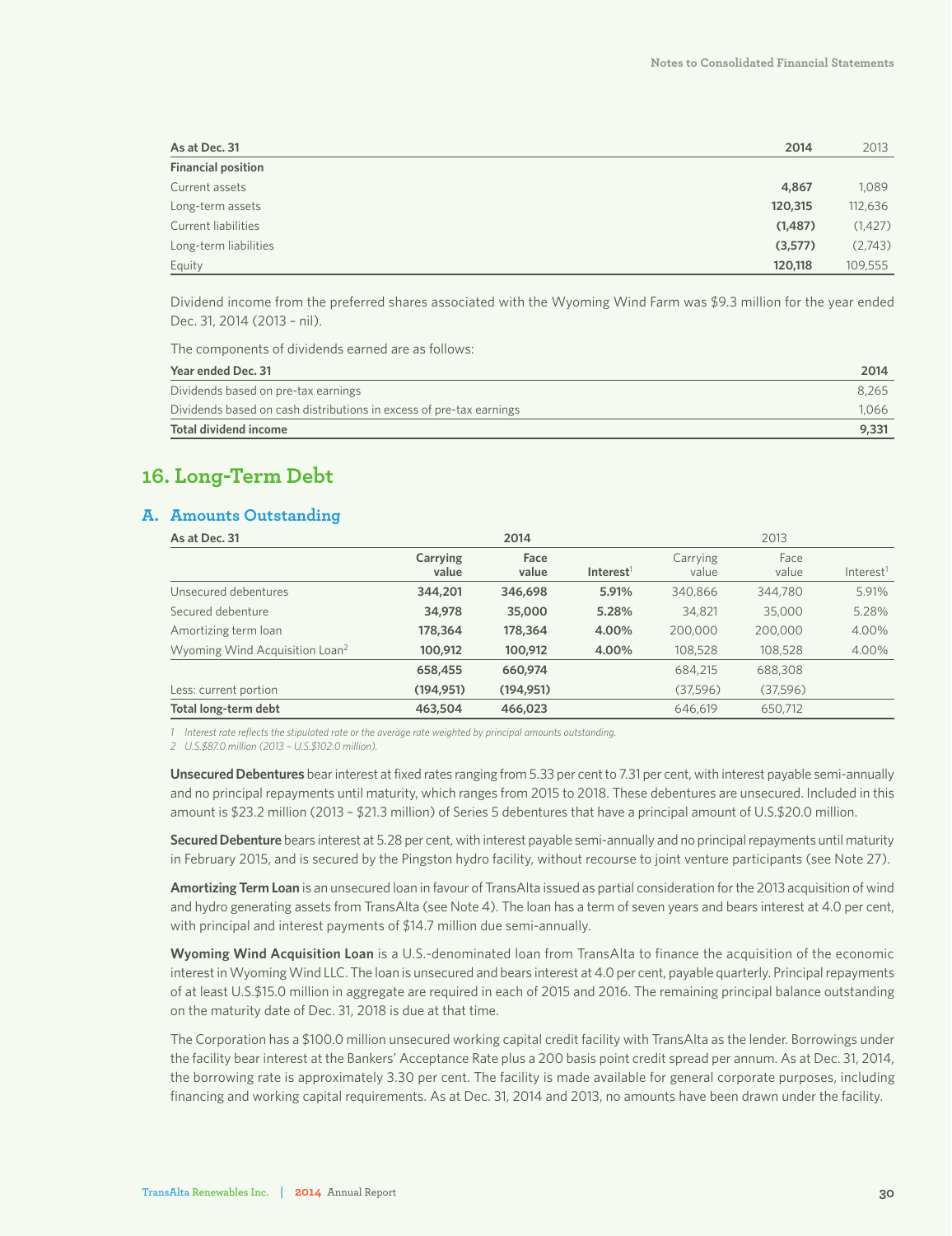| As at Dec. 31 | 2014 | 2013 |
|---|---|---|
| **Financial position** | | |
| Current assets | **4,867** | 1,089 |
| Long-term assets | **120,315** | 112,636 |
| Current liabilities | **(1,487)** | (1,427) |
| Long-term liabilities | **(3,577)** | (2,743) |
| Equity | **120,118** | 109,555 |

Dividend income from the preferred shares associated with the Wyoming Wind Farm was $9.3 million for the year ended Dec. 31, 2014 (2013 – nil).

The components of dividends earned are as follows:

| Year ended Dec. 31 | 2014 |
|---|---|
| Dividends based on pre-tax earnings | 8,265 |
| Dividends based on cash distributions in excess of pre-tax earnings | 1,066 |
| **Total dividend income** | **9,331** |

## 16. Long-Term Debt

### A. Amounts Outstanding

| As at Dec. 31 | 2014 | | | 2013 | | |
|---|---|---|---|---|---|---|
| | Carrying value | Face value | Interest[1] | Carrying value | Face value | Interest[1] |
| Unsecured debentures | **344,201** | **346,698** | **5.91%** | 340,866 | 344,780 | 5.91% |
| Secured debenture | **34,978** | **35,000** | **5.28%** | 34,821 | 35,000 | 5.28% |
| Amortizing term loan | **178,364** | **178,364** | **4.00%** | 200,000 | 200,000 | 4.00% |
| Wyoming Wind Acquisition Loan[2] | **100,912** | **100,912** | **4.00%** | 108,528 | 108,528 | 4.00% |
| | **658,455** | **660,974** | | 684,215 | 688,308 | |
| Less: current portion | **(194,951)** | **(194,951)** | | (37,596) | (37,596) | |
| **Total long-term debt** | **463,504** | **466,023** | | 646,619 | 650,712 | |

*1 Interest rate reflects the stipulated rate or the average rate weighted by principal amounts outstanding.*
*2 U.S.$87.0 million (2013 – U.S.$102.0 million).*

**Unsecured Debentures** bear interest at fixed rates ranging from 5.33 per cent to 7.31 per cent, with interest payable semi-annually and no principal repayments until maturity, which ranges from 2015 to 2018. These debentures are unsecured. Included in this amount is $23.2 million (2013 – $21.3 million) of Series 5 debentures that have a principal amount of U.S.$20.0 million.

**Secured Debenture** bears interest at 5.28 per cent, with interest payable semi-annually and no principal repayments until maturity in February 2015, and is secured by the Pingston hydro facility, without recourse to joint venture participants (see Note 27).

**Amortizing Term Loan** is an unsecured loan in favour of TransAlta issued as partial consideration for the 2013 acquisition of wind and hydro generating assets from TransAlta (see Note 4). The loan has a term of seven years and bears interest at 4.0 per cent, with principal and interest payments of $14.7 million due semi-annually.

**Wyoming Wind Acquisition Loan** is a U.S.-denominated loan from TransAlta to finance the acquisition of the economic interest in Wyoming Wind LLC. The loan is unsecured and bears interest at 4.0 per cent, payable quarterly. Principal repayments of at least U.S.$15.0 million in aggregate are required in each of 2015 and 2016. The remaining principal balance outstanding on the maturity date of Dec. 31, 2018 is due at that time.

The Corporation has a $100.0 million unsecured working capital credit facility with TransAlta as the lender. Borrowings under the facility bear interest at the Bankers' Acceptance Rate plus a 200 basis point credit spread per annum. As at Dec. 31, 2014, the borrowing rate is approximately 3.30 per cent. The facility is made available for general corporate purposes, including financing and working capital requirements. As at Dec. 31, 2014 and 2013, no amounts have been drawn under the facility.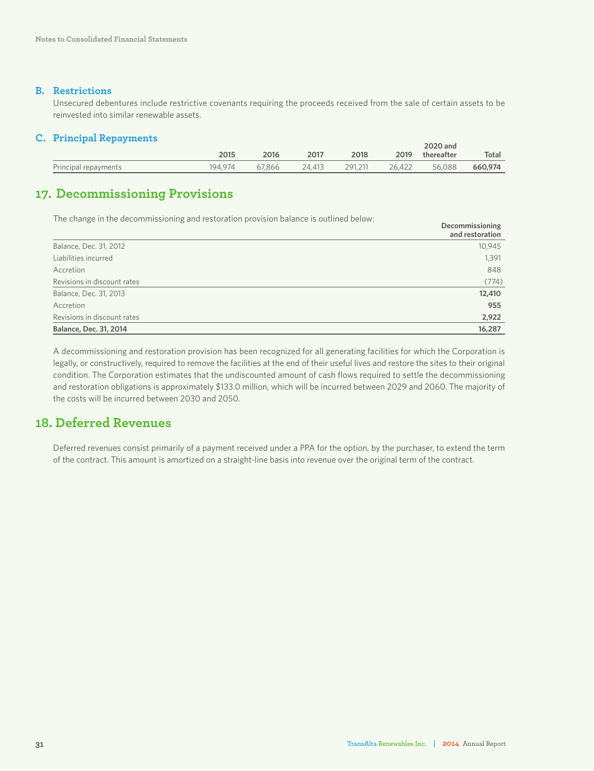### B. Restrictions

Unsecured debentures include restrictive covenants requiring the proceeds received from the sale of certain assets to be reinvested into similar renewable assets.

### C. Principal Repayments

| | 2015 | 2016 | 2017 | 2018 | 2019 | 2020 and thereafter | Total |
|---|---|---|---|---|---|---|---|
| Principal repayments | 194,974 | 67,866 | 24,413 | 291,211 | 26,422 | 56,088 | **660,974** |

## 17. Decommissioning Provisions

The change in the decommissioning and restoration provision balance is outlined below:

| | Decommissioning and restoration |
|---|---|
| Balance, Dec. 31, 2012 | 10,945 |
| Liabilities incurred | 1,391 |
| Accretion | 848 |
| Revisions in discount rates | (774) |
| Balance, Dec. 31, 2013 | **12,410** |
| Accretion | **955** |
| Revisions in discount rates | **2,922** |
| **Balance, Dec. 31, 2014** | **16,287** |

A decommissioning and restoration provision has been recognized for all generating facilities for which the Corporation is legally, or constructively, required to remove the facilities at the end of their useful lives and restore the sites to their original condition. The Corporation estimates that the undiscounted amount of cash flows required to settle the decommissioning and restoration obligations is approximately $133.0 million, which will be incurred between 2029 and 2060. The majority of the costs will be incurred between 2030 and 2050.

## 18. Deferred Revenues

Deferred revenues consist primarily of a payment received under a PPA for the option, by the purchaser, to extend the term of the contract. This amount is amortized on a straight-line basis into revenue over the original term of the contract.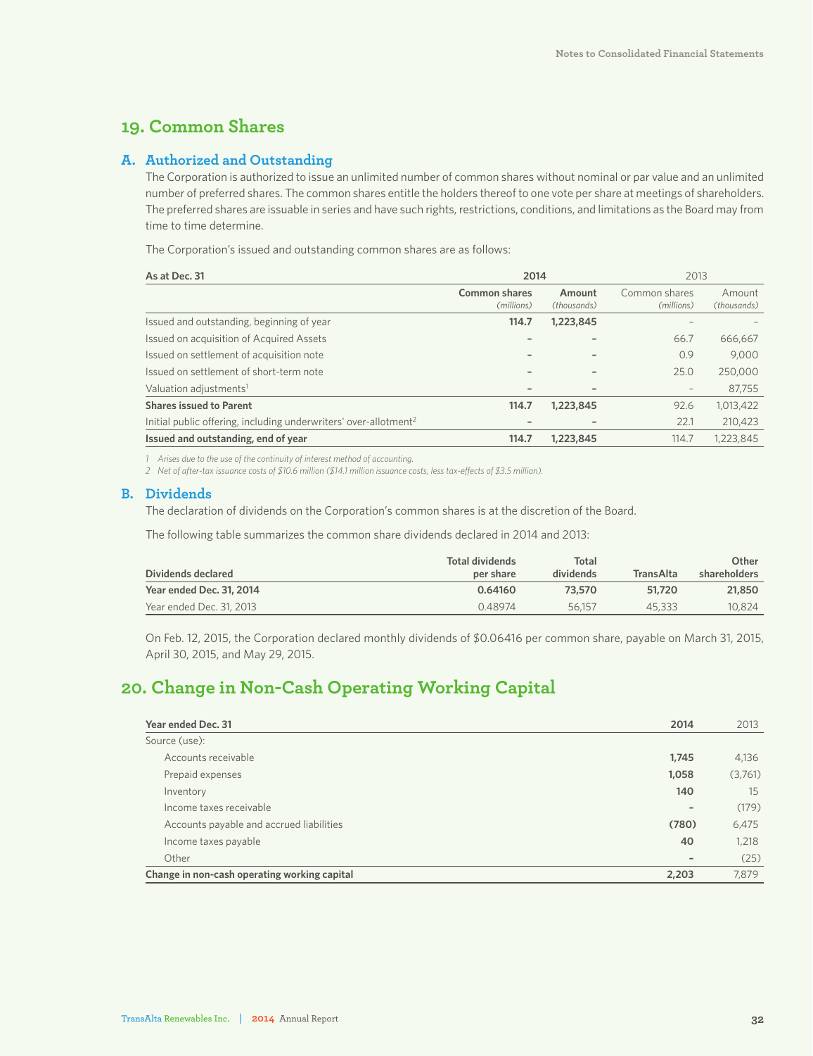# 19. Common Shares

## A. Authorized and Outstanding

The Corporation is authorized to issue an unlimited number of common shares without nominal or par value and an unlimited number of preferred shares. The common shares entitle the holders thereof to one vote per share at meetings of shareholders. The preferred shares are issuable in series and have such rights, restrictions, conditions, and limitations as the Board may from time to time determine.

The Corporation's issued and outstanding common shares are as follows:

| As at Dec. 31 | 2014 | | 2013 | |
|---|---|---|---|---|
| | Common shares *(millions)* | Amount *(thousands)* | Common shares *(millions)* | Amount *(thousands)* |
| Issued and outstanding, beginning of year | **114.7** | **1,223,845** | – | – |
| Issued on acquisition of Acquired Assets | **–** | **–** | 66.7 | 666,667 |
| Issued on settlement of acquisition note | **–** | **–** | 0.9 | 9,000 |
| Issued on settlement of short-term note | **–** | **–** | 25.0 | 250,000 |
| Valuation adjustments[1] | **–** | **–** | – | 87,755 |
| **Shares issued to Parent** | **114.7** | **1,223,845** | 92.6 | 1,013,422 |
| Initial public offering, including underwriters' over-allotment[2] | **–** | **–** | 22.1 | 210,423 |
| **Issued and outstanding, end of year** | **114.7** | **1,223,845** | 114.7 | 1,223,845 |

*1 Arises due to the use of the continuity of interest method of accounting.*

*2 Net of after-tax issuance costs of $10.6 million ($14.1 million issuance costs, less tax-effects of $3.5 million).*

## B. Dividends

The declaration of dividends on the Corporation's common shares is at the discretion of the Board.

The following table summarizes the common share dividends declared in 2014 and 2013:

| Dividends declared | Total dividends per share | Total dividends | TransAlta | Other shareholders |
|---|---|---|---|---|
| **Year ended Dec. 31, 2014** | **0.64160** | **73,570** | **51,720** | **21,850** |
| Year ended Dec. 31, 2013 | 0.48974 | 56,157 | 45,333 | 10,824 |

On Feb. 12, 2015, the Corporation declared monthly dividends of $0.06416 per common share, payable on March 31, 2015, April 30, 2015, and May 29, 2015.

# 20. Change in Non-Cash Operating Working Capital

| Year ended Dec. 31 | 2014 | 2013 |
|---|---|---|
| Source (use): | | |
| Accounts receivable | **1,745** | 4,136 |
| Prepaid expenses | **1,058** | (3,761) |
| Inventory | **140** | 15 |
| Income taxes receivable | **–** | (179) |
| Accounts payable and accrued liabilities | **(780)** | 6,475 |
| Income taxes payable | **40** | 1,218 |
| Other | **–** | (25) |
| **Change in non-cash operating working capital** | **2,203** | 7,879 |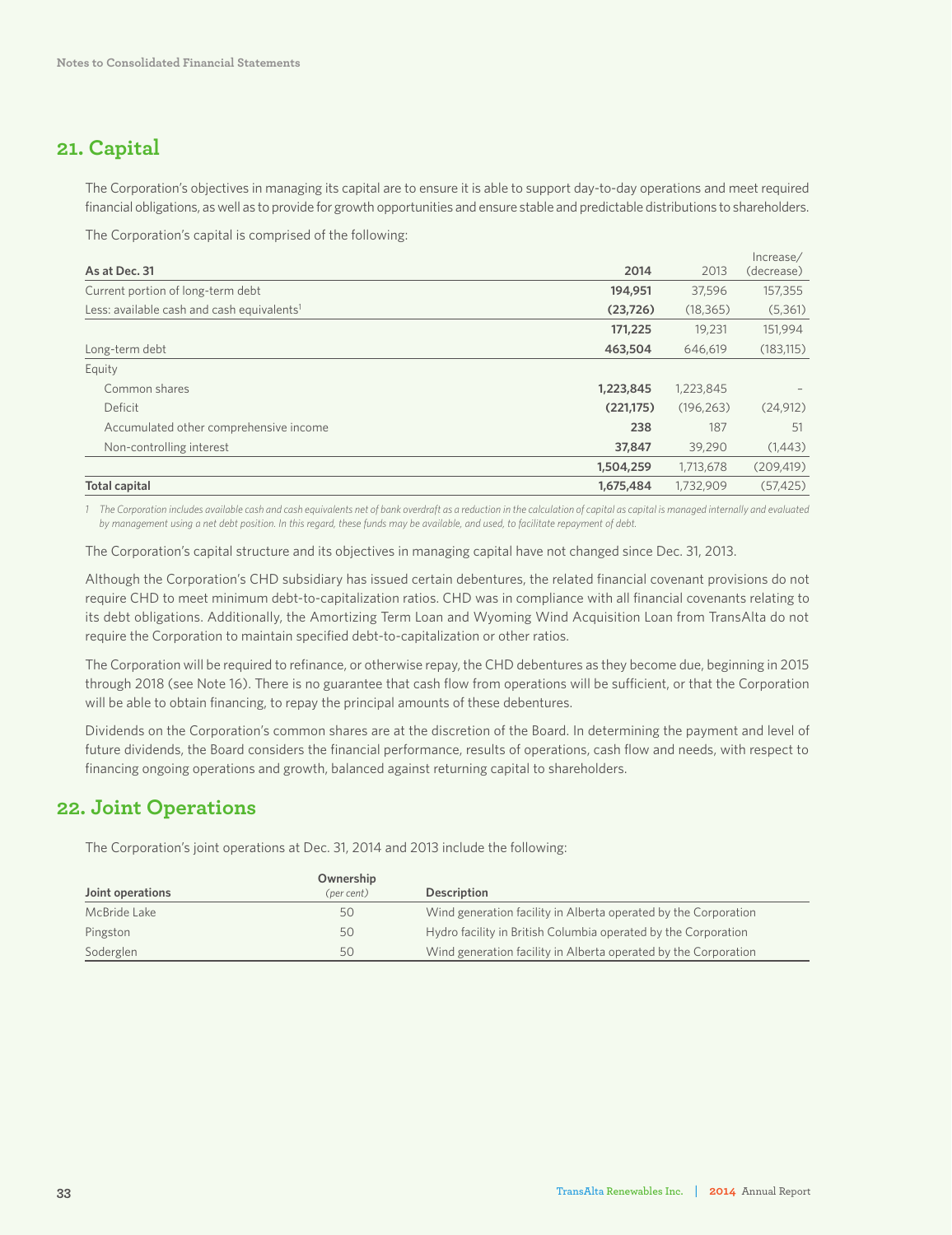## 21. Capital

The Corporation's objectives in managing its capital are to ensure it is able to support day-to-day operations and meet required financial obligations, as well as to provide for growth opportunities and ensure stable and predictable distributions to shareholders.

The Corporation's capital is comprised of the following:

| As at Dec. 31 | 2014 | 2013 | Increase/ (decrease) |
|---|---|---|---|
| Current portion of long-term debt | **194,951** | 37,596 | 157,355 |
| Less: available cash and cash equivalents[1] | **(23,726)** | (18,365) | (5,361) |
| | **171,225** | 19,231 | 151,994 |
| Long-term debt | **463,504** | 646,619 | (183,115) |
| Equity | | | |
| Common shares | **1,223,845** | 1,223,845 | – |
| Deficit | **(221,175)** | (196,263) | (24,912) |
| Accumulated other comprehensive income | **238** | 187 | 51 |
| Non-controlling interest | **37,847** | 39,290 | (1,443) |
| | **1,504,259** | 1,713,678 | (209,419) |
| **Total capital** | **1,675,484** | 1,732,909 | (57,425) |

*1 The Corporation includes available cash and cash equivalents net of bank overdraft as a reduction in the calculation of capital as capital is managed internally and evaluated by management using a net debt position. In this regard, these funds may be available, and used, to facilitate repayment of debt.*

The Corporation's capital structure and its objectives in managing capital have not changed since Dec. 31, 2013.

Although the Corporation's CHD subsidiary has issued certain debentures, the related financial covenant provisions do not require CHD to meet minimum debt-to-capitalization ratios. CHD was in compliance with all financial covenants relating to its debt obligations. Additionally, the Amortizing Term Loan and Wyoming Wind Acquisition Loan from TransAlta do not require the Corporation to maintain specified debt-to-capitalization or other ratios.

The Corporation will be required to refinance, or otherwise repay, the CHD debentures as they become due, beginning in 2015 through 2018 (see Note 16). There is no guarantee that cash flow from operations will be sufficient, or that the Corporation will be able to obtain financing, to repay the principal amounts of these debentures.

Dividends on the Corporation's common shares are at the discretion of the Board. In determining the payment and level of future dividends, the Board considers the financial performance, results of operations, cash flow and needs, with respect to financing ongoing operations and growth, balanced against returning capital to shareholders.

## 22. Joint Operations

The Corporation's joint operations at Dec. 31, 2014 and 2013 include the following:

| Joint operations | Ownership *(per cent)* | Description |
|---|---|---|
| McBride Lake | 50 | Wind generation facility in Alberta operated by the Corporation |
| Pingston | 50 | Hydro facility in British Columbia operated by the Corporation |
| Soderglen | 50 | Wind generation facility in Alberta operated by the Corporation |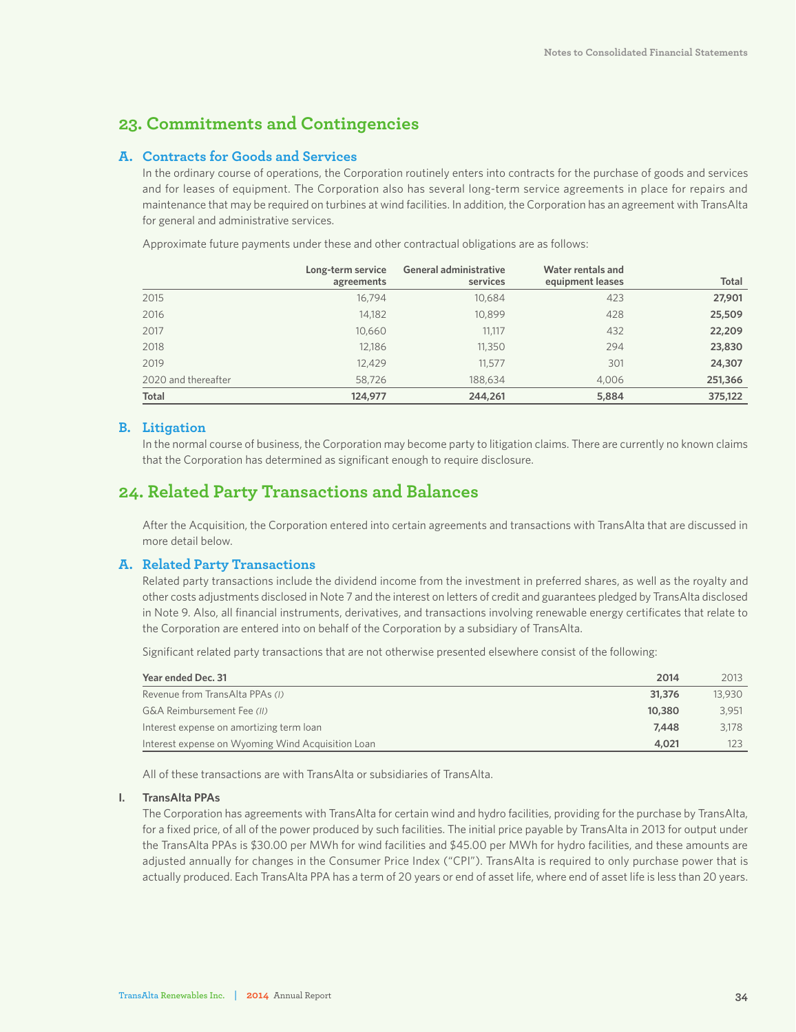## 23. Commitments and Contingencies

### A. Contracts for Goods and Services

In the ordinary course of operations, the Corporation routinely enters into contracts for the purchase of goods and services and for leases of equipment. The Corporation also has several long-term service agreements in place for repairs and maintenance that may be required on turbines at wind facilities. In addition, the Corporation has an agreement with TransAlta for general and administrative services.

Approximate future payments under these and other contractual obligations are as follows:

| | Long-term service agreements | General administrative services | Water rentals and equipment leases | Total |
|---|---|---|---|---|
| 2015 | 16,794 | 10,684 | 423 | **27,901** |
| 2016 | 14,182 | 10,899 | 428 | **25,509** |
| 2017 | 10,660 | 11,117 | 432 | **22,209** |
| 2018 | 12,186 | 11,350 | 294 | **23,830** |
| 2019 | 12,429 | 11,577 | 301 | **24,307** |
| 2020 and thereafter | 58,726 | 188,634 | 4,006 | **251,366** |
| **Total** | **124,977** | **244,261** | **5,884** | **375,122** |

### B. Litigation

In the normal course of business, the Corporation may become party to litigation claims. There are currently no known claims that the Corporation has determined as significant enough to require disclosure.

## 24. Related Party Transactions and Balances

After the Acquisition, the Corporation entered into certain agreements and transactions with TransAlta that are discussed in more detail below.

### A. Related Party Transactions

Related party transactions include the dividend income from the investment in preferred shares, as well as the royalty and other costs adjustments disclosed in Note 7 and the interest on letters of credit and guarantees pledged by TransAlta disclosed in Note 9. Also, all financial instruments, derivatives, and transactions involving renewable energy certificates that relate to the Corporation are entered into on behalf of the Corporation by a subsidiary of TransAlta.

Significant related party transactions that are not otherwise presented elsewhere consist of the following:

| Year ended Dec. 31 | 2014 | 2013 |
|---|---|---|
| Revenue from TransAlta PPAs *(I)* | **31,376** | 13,930 |
| G&A Reimbursement Fee *(II)* | **10,380** | 3,951 |
| Interest expense on amortizing term loan | **7,448** | 3,178 |
| Interest expense on Wyoming Wind Acquisition Loan | **4,021** | 123 |

All of these transactions are with TransAlta or subsidiaries of TransAlta.

**I. TransAlta PPAs**

The Corporation has agreements with TransAlta for certain wind and hydro facilities, providing for the purchase by TransAlta, for a fixed price, of all of the power produced by such facilities. The initial price payable by TransAlta in 2013 for output under the TransAlta PPAs is $30.00 per MWh for wind facilities and $45.00 per MWh for hydro facilities, and these amounts are adjusted annually for changes in the Consumer Price Index ("CPI"). TransAlta is required to only purchase power that is actually produced. Each TransAlta PPA has a term of 20 years or end of asset life, where end of asset life is less than 20 years.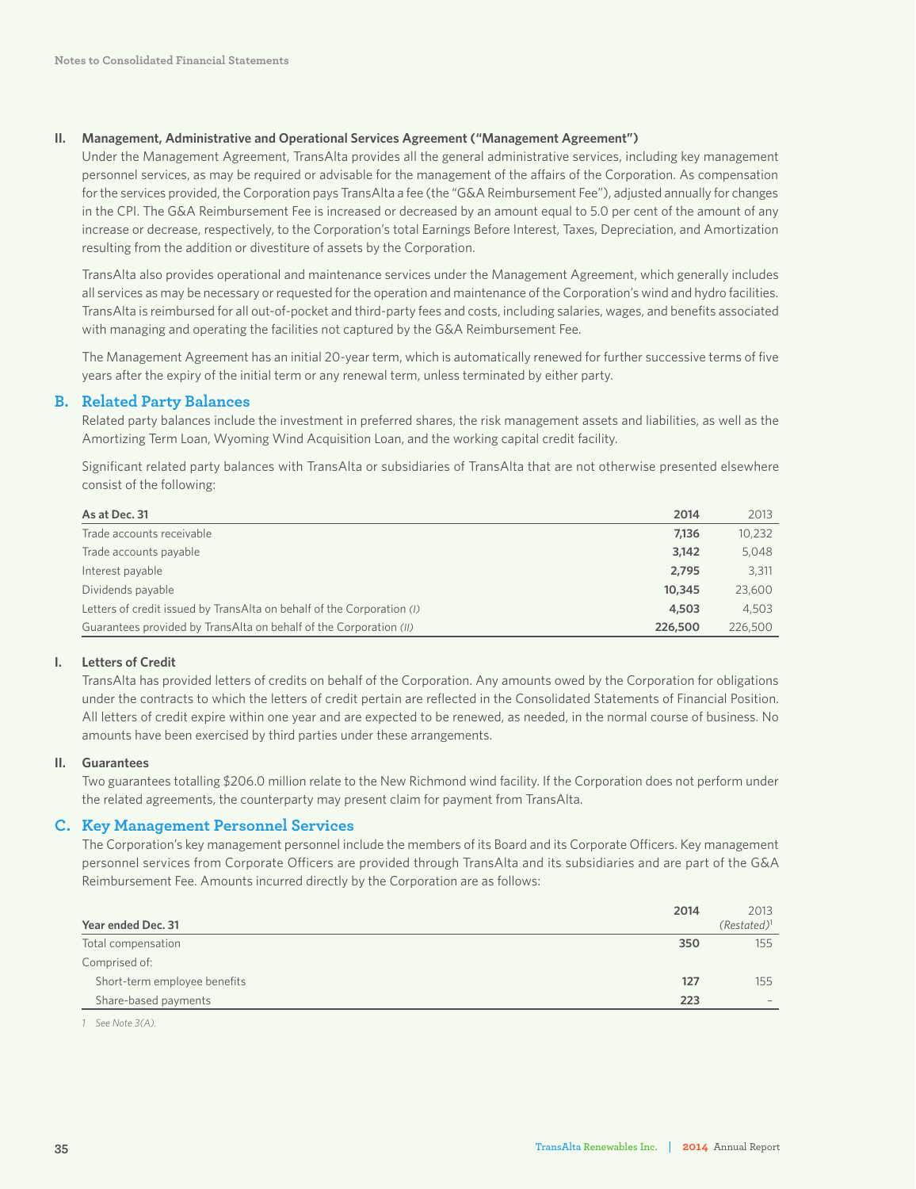**II. Management, Administrative and Operational Services Agreement ("Management Agreement")**

Under the Management Agreement, TransAlta provides all the general administrative services, including key management personnel services, as may be required or advisable for the management of the affairs of the Corporation. As compensation for the services provided, the Corporation pays TransAlta a fee (the "G&A Reimbursement Fee"), adjusted annually for changes in the CPI. The G&A Reimbursement Fee is increased or decreased by an amount equal to 5.0 per cent of the amount of any increase or decrease, respectively, to the Corporation's total Earnings Before Interest, Taxes, Depreciation, and Amortization resulting from the addition or divestiture of assets by the Corporation.

TransAlta also provides operational and maintenance services under the Management Agreement, which generally includes all services as may be necessary or requested for the operation and maintenance of the Corporation's wind and hydro facilities. TransAlta is reimbursed for all out-of-pocket and third-party fees and costs, including salaries, wages, and benefits associated with managing and operating the facilities not captured by the G&A Reimbursement Fee.

The Management Agreement has an initial 20-year term, which is automatically renewed for further successive terms of five years after the expiry of the initial term or any renewal term, unless terminated by either party.

## B. Related Party Balances

Related party balances include the investment in preferred shares, the risk management assets and liabilities, as well as the Amortizing Term Loan, Wyoming Wind Acquisition Loan, and the working capital credit facility.

Significant related party balances with TransAlta or subsidiaries of TransAlta that are not otherwise presented elsewhere consist of the following:

| As at Dec. 31 | 2014 | 2013 |
|---|---|---|
| Trade accounts receivable | **7,136** | 10,232 |
| Trade accounts payable | **3,142** | 5,048 |
| Interest payable | **2,795** | 3,311 |
| Dividends payable | **10,345** | 23,600 |
| Letters of credit issued by TransAlta on behalf of the Corporation *(I)* | **4,503** | 4,503 |
| Guarantees provided by TransAlta on behalf of the Corporation *(II)* | **226,500** | 226,500 |

**I. Letters of Credit**

TransAlta has provided letters of credits on behalf of the Corporation. Any amounts owed by the Corporation for obligations under the contracts to which the letters of credit pertain are reflected in the Consolidated Statements of Financial Position. All letters of credit expire within one year and are expected to be renewed, as needed, in the normal course of business. No amounts have been exercised by third parties under these arrangements.

**II. Guarantees**

Two guarantees totalling $206.0 million relate to the New Richmond wind facility. If the Corporation does not perform under the related agreements, the counterparty may present claim for payment from TransAlta.

## C. Key Management Personnel Services

The Corporation's key management personnel include the members of its Board and its Corporate Officers. Key management personnel services from Corporate Officers are provided through TransAlta and its subsidiaries and are part of the G&A Reimbursement Fee. Amounts incurred directly by the Corporation are as follows:

| Year ended Dec. 31 | 2014 | 2013 *(Restated)*[1] |
|---|---|---|
| Total compensation | **350** | 155 |
| Comprised of: | | |
| Short-term employee benefits | **127** | 155 |
| Share-based payments | **223** | – |

1 *See Note 3(A).*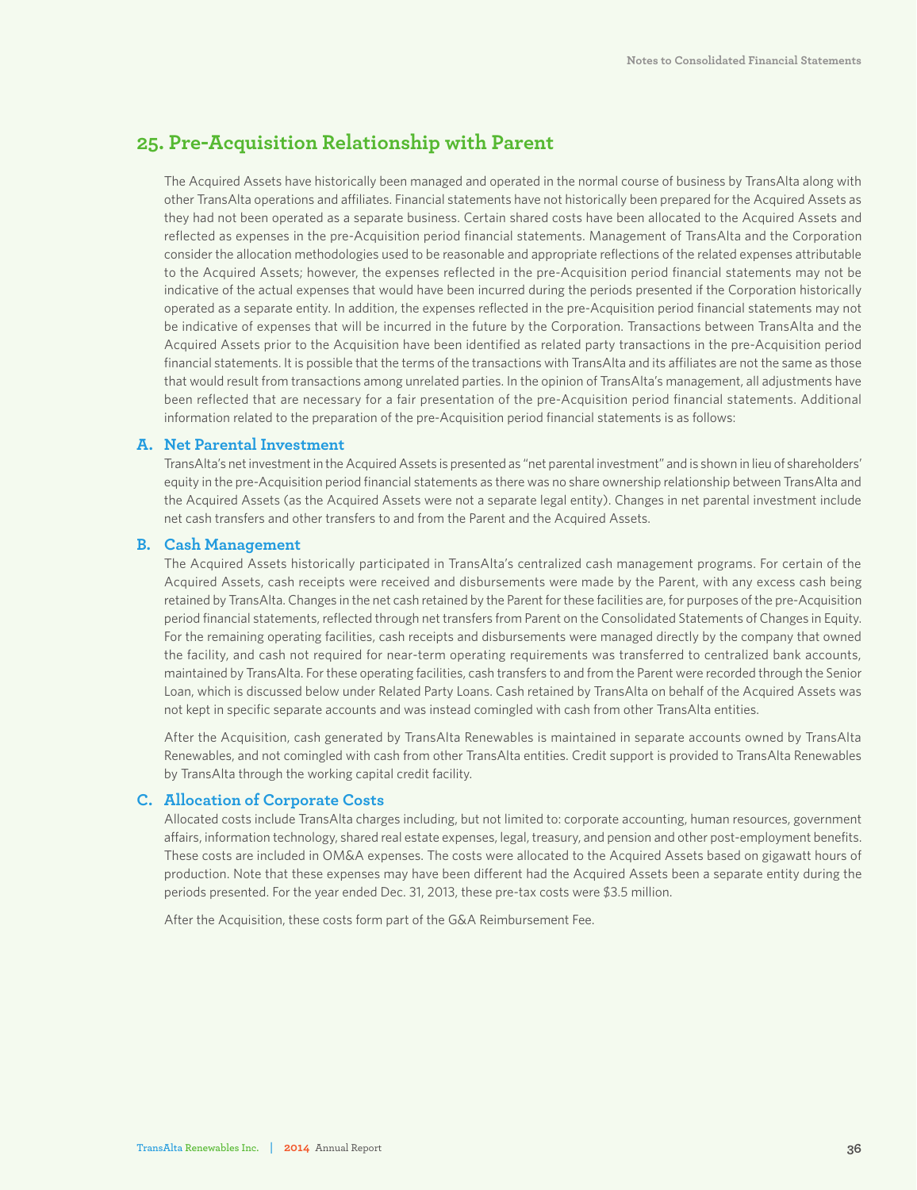## 25. Pre-Acquisition Relationship with Parent

The Acquired Assets have historically been managed and operated in the normal course of business by TransAlta along with other TransAlta operations and affiliates. Financial statements have not historically been prepared for the Acquired Assets as they had not been operated as a separate business. Certain shared costs have been allocated to the Acquired Assets and reflected as expenses in the pre-Acquisition period financial statements. Management of TransAlta and the Corporation consider the allocation methodologies used to be reasonable and appropriate reflections of the related expenses attributable to the Acquired Assets; however, the expenses reflected in the pre-Acquisition period financial statements may not be indicative of the actual expenses that would have been incurred during the periods presented if the Corporation historically operated as a separate entity. In addition, the expenses reflected in the pre-Acquisition period financial statements may not be indicative of expenses that will be incurred in the future by the Corporation. Transactions between TransAlta and the Acquired Assets prior to the Acquisition have been identified as related party transactions in the pre-Acquisition period financial statements. It is possible that the terms of the transactions with TransAlta and its affiliates are not the same as those that would result from transactions among unrelated parties. In the opinion of TransAlta's management, all adjustments have been reflected that are necessary for a fair presentation of the pre-Acquisition period financial statements. Additional information related to the preparation of the pre-Acquisition period financial statements is as follows:

### A. Net Parental Investment

TransAlta's net investment in the Acquired Assets is presented as "net parental investment" and is shown in lieu of shareholders' equity in the pre-Acquisition period financial statements as there was no share ownership relationship between TransAlta and the Acquired Assets (as the Acquired Assets were not a separate legal entity). Changes in net parental investment include net cash transfers and other transfers to and from the Parent and the Acquired Assets.

### B. Cash Management

The Acquired Assets historically participated in TransAlta's centralized cash management programs. For certain of the Acquired Assets, cash receipts were received and disbursements were made by the Parent, with any excess cash being retained by TransAlta. Changes in the net cash retained by the Parent for these facilities are, for purposes of the pre-Acquisition period financial statements, reflected through net transfers from Parent on the Consolidated Statements of Changes in Equity. For the remaining operating facilities, cash receipts and disbursements were managed directly by the company that owned the facility, and cash not required for near-term operating requirements was transferred to centralized bank accounts, maintained by TransAlta. For these operating facilities, cash transfers to and from the Parent were recorded through the Senior Loan, which is discussed below under Related Party Loans. Cash retained by TransAlta on behalf of the Acquired Assets was not kept in specific separate accounts and was instead comingled with cash from other TransAlta entities.

After the Acquisition, cash generated by TransAlta Renewables is maintained in separate accounts owned by TransAlta Renewables, and not comingled with cash from other TransAlta entities. Credit support is provided to TransAlta Renewables by TransAlta through the working capital credit facility.

### C. Allocation of Corporate Costs

Allocated costs include TransAlta charges including, but not limited to: corporate accounting, human resources, government affairs, information technology, shared real estate expenses, legal, treasury, and pension and other post-employment benefits. These costs are included in OM&A expenses. The costs were allocated to the Acquired Assets based on gigawatt hours of production. Note that these expenses may have been different had the Acquired Assets been a separate entity during the periods presented. For the year ended Dec. 31, 2013, these pre-tax costs were $3.5 million.

After the Acquisition, these costs form part of the G&A Reimbursement Fee.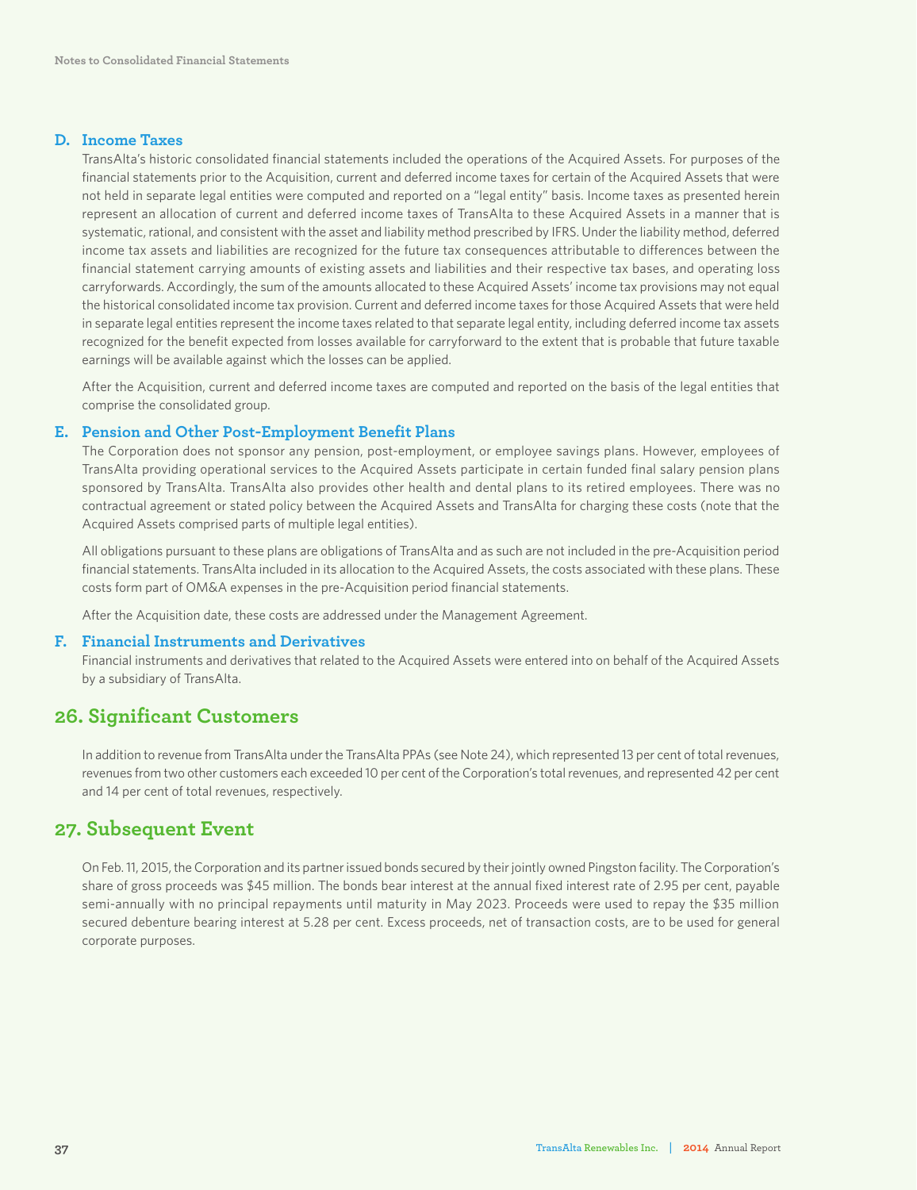### D. Income Taxes

TransAlta's historic consolidated financial statements included the operations of the Acquired Assets. For purposes of the financial statements prior to the Acquisition, current and deferred income taxes for certain of the Acquired Assets that were not held in separate legal entities were computed and reported on a "legal entity" basis. Income taxes as presented herein represent an allocation of current and deferred income taxes of TransAlta to these Acquired Assets in a manner that is systematic, rational, and consistent with the asset and liability method prescribed by IFRS. Under the liability method, deferred income tax assets and liabilities are recognized for the future tax consequences attributable to differences between the financial statement carrying amounts of existing assets and liabilities and their respective tax bases, and operating loss carryforwards. Accordingly, the sum of the amounts allocated to these Acquired Assets' income tax provisions may not equal the historical consolidated income tax provision. Current and deferred income taxes for those Acquired Assets that were held in separate legal entities represent the income taxes related to that separate legal entity, including deferred income tax assets recognized for the benefit expected from losses available for carryforward to the extent that is probable that future taxable earnings will be available against which the losses can be applied.

After the Acquisition, current and deferred income taxes are computed and reported on the basis of the legal entities that comprise the consolidated group.

### E. Pension and Other Post-Employment Benefit Plans

The Corporation does not sponsor any pension, post-employment, or employee savings plans. However, employees of TransAlta providing operational services to the Acquired Assets participate in certain funded final salary pension plans sponsored by TransAlta. TransAlta also provides other health and dental plans to its retired employees. There was no contractual agreement or stated policy between the Acquired Assets and TransAlta for charging these costs (note that the Acquired Assets comprised parts of multiple legal entities).

All obligations pursuant to these plans are obligations of TransAlta and as such are not included in the pre-Acquisition period financial statements. TransAlta included in its allocation to the Acquired Assets, the costs associated with these plans. These costs form part of OM&A expenses in the pre-Acquisition period financial statements.

After the Acquisition date, these costs are addressed under the Management Agreement.

### F. Financial Instruments and Derivatives

Financial instruments and derivatives that related to the Acquired Assets were entered into on behalf of the Acquired Assets by a subsidiary of TransAlta.

## 26. Significant Customers

In addition to revenue from TransAlta under the TransAlta PPAs (see Note 24), which represented 13 per cent of total revenues, revenues from two other customers each exceeded 10 per cent of the Corporation's total revenues, and represented 42 per cent and 14 per cent of total revenues, respectively.

## 27. Subsequent Event

On Feb. 11, 2015, the Corporation and its partner issued bonds secured by their jointly owned Pingston facility. The Corporation's share of gross proceeds was $45 million. The bonds bear interest at the annual fixed interest rate of 2.95 per cent, payable semi-annually with no principal repayments until maturity in May 2023. Proceeds were used to repay the $35 million secured debenture bearing interest at 5.28 per cent. Excess proceeds, net of transaction costs, are to be used for general corporate purposes.